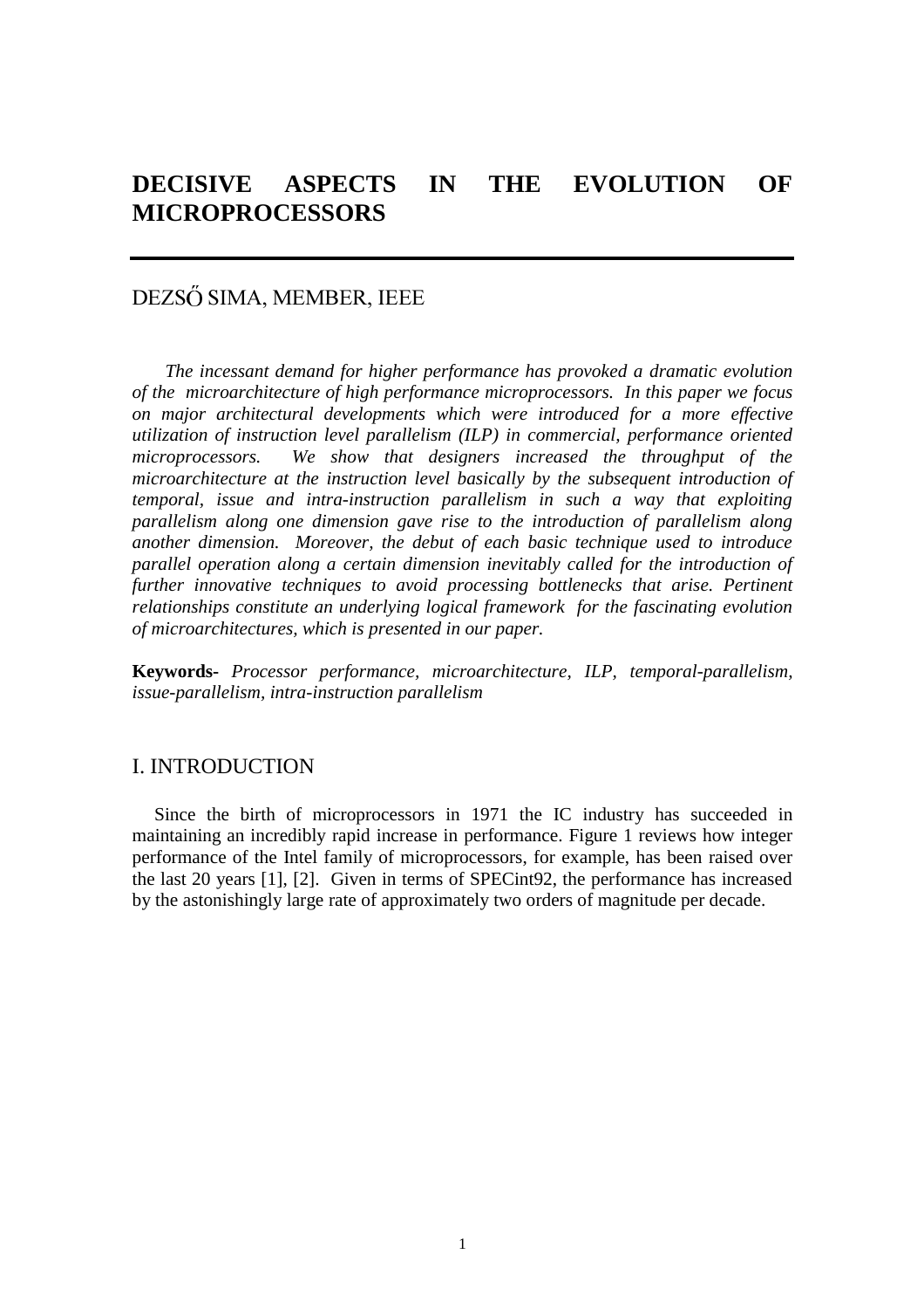# DECISIVE ASPECTS IN THE EVOLUTION OF MICROPROCESSORS

DEZSŐ SIMA, MEMBER, IEEE

*The incessant demand for higher performance has provoked a dramatic evolution of the microarchitecture of high performance microprocessors. In this paper we focus on major architectural developments which were introduced for a more effective utilization of instruction level parallelism (ILP) in commercial, performance oriented microprocessors. We show that designers increased the throughput of the microarchitecture at the instruction level basically by the subsequent introduction of temporal, issue and intra-instruction parallelism in such a way that exploiting parallelism along one dimension gave rise to the introduction of parallelism along another dimension. Moreover, the debut of each basic technique used to introduce parallel operation along a certain dimension inevitably called for the introduction of further innovative techniques to avoid processing bottlenecks that arise. Pertinent relationships constitute an underlying logical framework for the fascinating evolution of microarchitectures, which is presented in our paper.*

**Keywords-** *Processor performance, microarchitecture, ILP, temporal-parallelism, issue-parallelism, intra-instruction parallelism*

## I. INTRODUCTION

Since the birth of microprocessors in 1971 the IC industry has succeeded in maintaining an incredibly rapid increase in performance. Figure 1 reviews how integer performance of the Intel family of microprocessors, for example, has been raised over the last 20 years [1], [2]. Given in terms of SPECint92, the performance has increased by the astonishingly large rate of approximately two orders of magnitude per decade.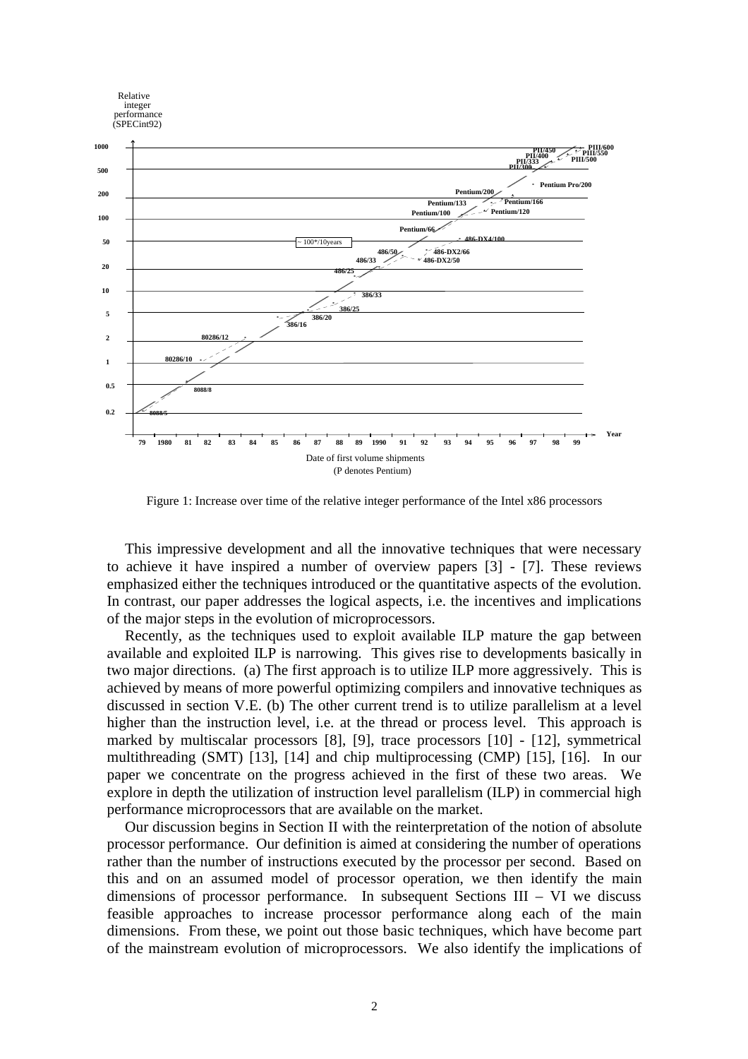Figure 1: Increase over time of the relative integer performance of the Intel x86 processors

This impressive development and all the innovative techniques that were necessary to achieve it have inspired a number of overview papers [3] - [7]. These reviews emphasized either the techniques introduced or the quantitative aspects of the evolution. In contrast, our paper addresses the logical aspects, i.e. the incentives and implications of the major steps in the evolution of microprocessors.

Recently, as the techniques used to exploit available ILP mature the gap between available and exploited ILP is narrowing. This gives rise to developments basically in two major directions. (a) The first approach is to utilize ILP more aggressively. This is achieved by means of more powerful optimizing compilers and innovative techniques as discussed in section V.E. (b) The other current trend is to utilize parallelism at a level higher than the instruction level, i.e. at the thread or process level. This approach is marked by multiscalar processors [8], [9], trace processors [10] - [12], symmetrical multithreading (SMT) [13], [14] and chip multiprocessing (CMP) [15], [16]. In our paper we concentrate on the progress achieved in the first of these two areas. We explore in depth the utilization of instruction level parallelism (ILP) in commercial high performance microprocessors that are available on the market.

Our discussion begins in Section II with the reinterpretation of the notion of absolute processor performance. Our definition is aimed at considering the number of operations rather than the number of instructions executed by the processor per second. Based on this and on an assumed model of processor operation, we then identify the main dimensions of processor performance. In subsequent Sections III – VI we discuss feasible approaches to increase processor performance along each of the main dimensions. From these, we point out those basic techniques, which have become part of the mainstream evolution of microprocessors. We also identify the implications of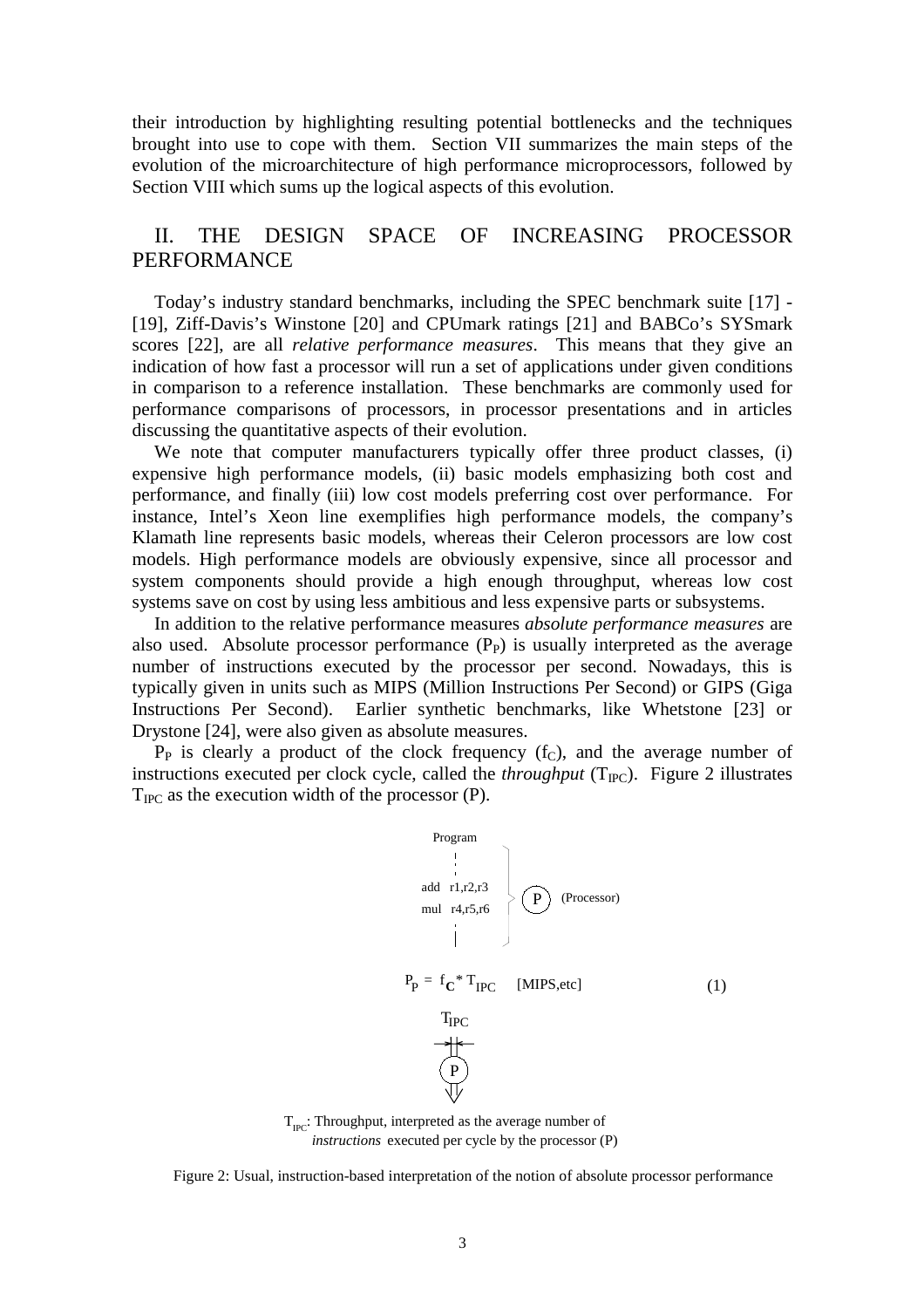their introduction by highlighting resulting potential bottlenecks and the techniques brought into use to cope with them. Section VII summarizes the main steps of the evolution of the microarchitecture of high performance microprocessors, followed by Section VIII which sums up the logical aspects of this evolution.

## II. THE DESIGN SPACE OF INCREASING PROCESSOR PERFORMANCE

Today's industry standard benchmarks, including the SPEC benchmark suite [17] - [19], Ziff-Davis's Winstone [20] and CPUmark ratings [21] and BABCo's SYSmark scores [22], are all *relative performance measures*. This means that they give an indication of how fast a processor will run a set of applications under given conditions in comparison to a reference installation. These benchmarks are commonly used for performance comparisons of processors, in processor presentations and in articles discussing the quantitative aspects of their evolution.

We note that computer manufacturers typically offer three product classes, (i) expensive high performance models, (ii) basic models emphasizing both cost and performance, and finally (iii) low cost models preferring cost over performance. For instance, Intel's Xeon line exemplifies high performance models, the company's Klamath line represents basic models, whereas their Celeron processors are low cost models. High performance models are obviously expensive, since all processor and system components should provide a high enough throughput, whereas low cost systems save on cost by using less ambitious and less expensive parts or subsystems.

In addition to the relative performance measures *absolute performance measures* are also used. Absolute processor performance ($P_P$) is usually interpreted as the average number of instructions executed by the processor per second. Nowadays, this is typically given in units such as MIPS (Million Instructions Per Second) or GIPS (Giga Instructions Per Second). Earlier synthetic benchmarks, like Whetstone [23] or Drystone [24], were also given as absolute measures.

$P_P$ is clearly a product of the clock frequency ($f_C$), and the average number of instructions executed per clock cycle, called the *throughput* ($T_{IPC}$). Figure 2 illustrates $T_{IPC}$ as the execution width of the processor (P).

Program

add r1,r2,r3

mul r4,r5,r6

P (Processor)

$$P_P = f_C * T_{IPC} \quad \text{[MIPS,etc]} \tag{1}$$

$T_{IPC}$: Throughput, interpreted as the average number of *instructions* executed per cycle by the processor (P)

Figure 2: Usual, instruction-based interpretation of the notion of absolute processor performance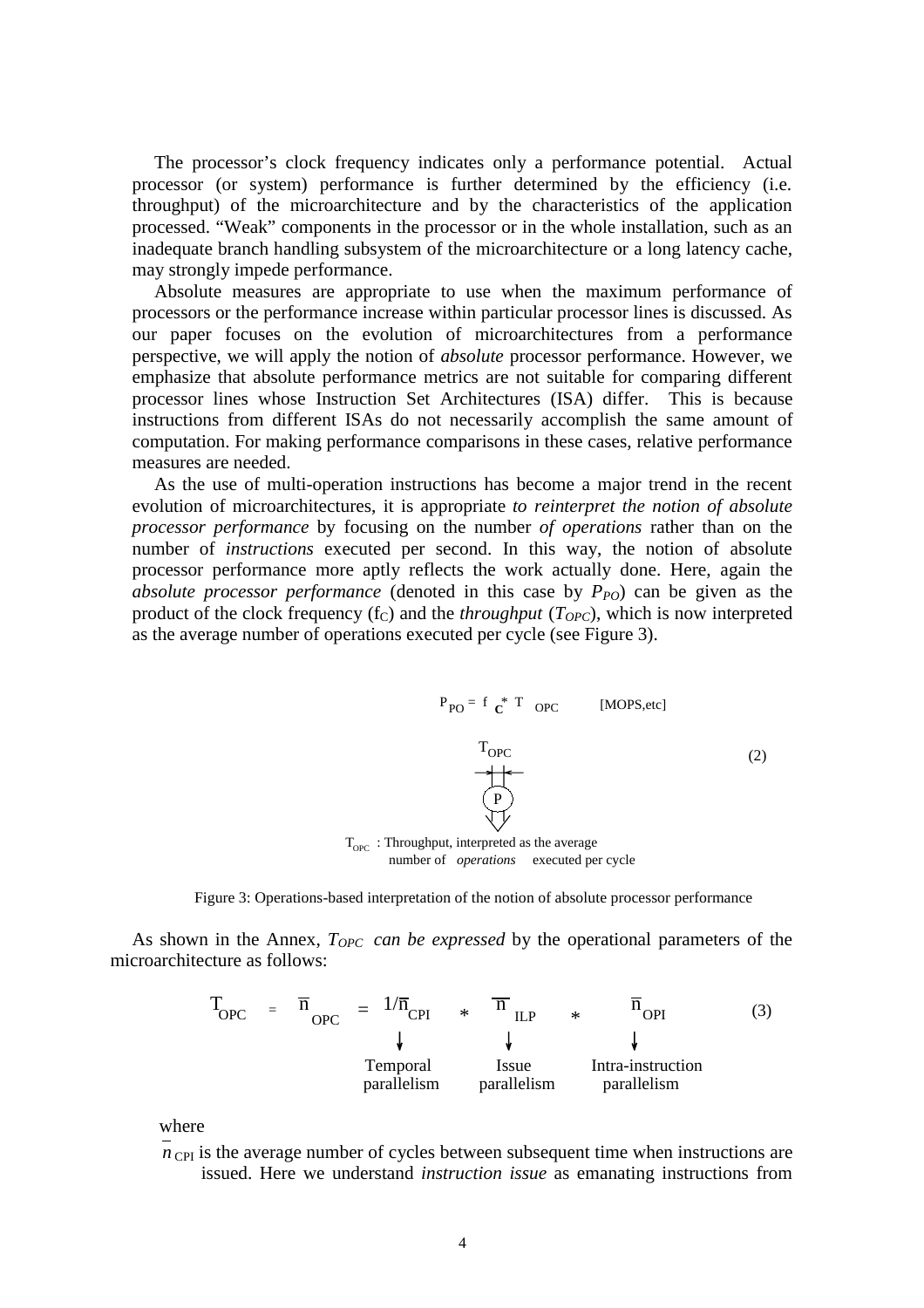The processor's clock frequency indicates only a performance potential. Actual processor (or system) performance is further determined by the efficiency (i.e. throughput) of the microarchitecture and by the characteristics of the application processed. "Weak" components in the processor or in the whole installation, such as an inadequate branch handling subsystem of the microarchitecture or a long latency cache, may strongly impede performance.

Absolute measures are appropriate to use when the maximum performance of processors or the performance increase within particular processor lines is discussed. As our paper focuses on the evolution of microarchitectures from a performance perspective, we will apply the notion of *absolute* processor performance. However, we emphasize that absolute performance metrics are not suitable for comparing different processor lines whose Instruction Set Architectures (ISA) differ. This is because instructions from different ISAs do not necessarily accomplish the same amount of computation. For making performance comparisons in these cases, relative performance measures are needed.

As the use of multi-operation instructions has become a major trend in the recent evolution of microarchitectures, it is appropriate *to reinterpret the notion of absolute processor performance* by focusing on the number *of operations* rather than on the number of *instructions* executed per second. In this way, the notion of absolute processor performance more aptly reflects the work actually done. Here, again the *absolute processor performance* (denoted in this case by $P_{PO}$) can be given as the product of the clock frequency ($f_C$) and the *throughput* ($T_{OPC}$), which is now interpreted as the average number of operations executed per cycle (see Figure 3).

$$P_{PO} = f_C * T_{OPC} \qquad \text{[MOPS,etc]} \tag{2}$$

$T_{OPC}$ : Throughput, interpreted as the average number of *operations* executed per cycle

Figure 3: Operations-based interpretation of the notion of absolute processor performance

As shown in the Annex, $T_{OPC}$ *can be expressed* by the operational parameters of the microarchitecture as follows:

$$T_{OPC} = \bar{n}_{OPC} = \underbrace{1/\bar{n}_{CPI}}_{\text{Temporal parallelism}} * \underbrace{\bar{n}_{ILP}}_{\text{Issue parallelism}} * \underbrace{\bar{n}_{OPI}}_{\text{Intra-instruction parallelism}} \tag{3}$$

where

$\bar{n}_{CPI}$ is the average number of cycles between subsequent time when instructions are issued. Here we understand *instruction issue* as emanating instructions from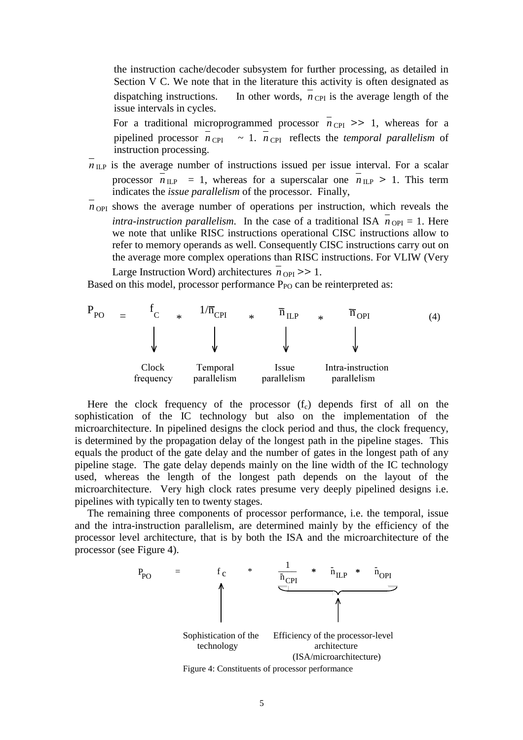the instruction cache/decoder subsystem for further processing, as detailed in Section V C. We note that in the literature this activity is often designated as dispatching instructions. In other words, $\overline{n}_{CPI}$ is the average length of the issue intervals in cycles.

For a traditional microprogrammed processor $\overline{n}_{CPI} >> 1$, whereas for a pipelined processor $\overline{n}_{CPI} \sim 1$. $\overline{n}_{CPI}$ reflects the *temporal parallelism* of instruction processing.

$\overline{n}_{ILP}$ is the average number of instructions issued per issue interval. For a scalar processor $\overline{n}_{ILP} = 1$, whereas for a superscalar one $\overline{n}_{ILP} > 1$. This term indicates the *issue parallelism* of the processor. Finally,

$\overline{n}_{OPI}$ shows the average number of operations per instruction, which reveals the *intra-instruction parallelism*. In the case of a traditional ISA $\overline{n}_{OPI} = 1$. Here we note that unlike RISC instructions operational CISC instructions allow to refer to memory operands as well. Consequently CISC instructions carry out on the average more complex operations than RISC instructions. For VLIW (Very Large Instruction Word) architectures $\overline{n}_{OPI} >> 1$.

Based on this model, processor performance $P_{PO}$ can be reinterpreted as:

$$P_{PO} = \underbrace{f_C}_{\text{Clock frequency}} * \underbrace{1/\overline{n}_{CPI}}_{\text{Temporal parallelism}} * \underbrace{\overline{n}_{ILP}}_{\text{Issue parallelism}} * \underbrace{\overline{n}_{OPI}}_{\text{Intra-instruction parallelism}} \tag{4}$$

Here the clock frequency of the processor ($f_c$) depends first of all on the sophistication of the IC technology but also on the implementation of the microarchitecture. In pipelined designs the clock period and thus, the clock frequency, is determined by the propagation delay of the longest path in the pipeline stages. This equals the product of the gate delay and the number of gates in the longest path of any pipeline stage. The gate delay depends mainly on the line width of the IC technology used, whereas the length of the longest path depends on the layout of the microarchitecture. Very high clock rates presume very deeply pipelined designs i.e. pipelines with typically ten to twenty stages.

The remaining three components of processor performance, i.e. the temporal, issue and the intra-instruction parallelism, are determined mainly by the efficiency of the processor level architecture, that is by both the ISA and the microarchitecture of the processor (see Figure 4).

$$P_{PO} = \underbrace{f_C}_{\text{Sophistication of the technology}} * \underbrace{\frac{1}{\overline{n}_{CPI}} * \overline{n}_{ILP} * \overline{n}_{OPI}}_{\text{Efficiency of the processor-level architecture (ISA/microarchitecture)}}$$

Figure 4: Constituents of processor performance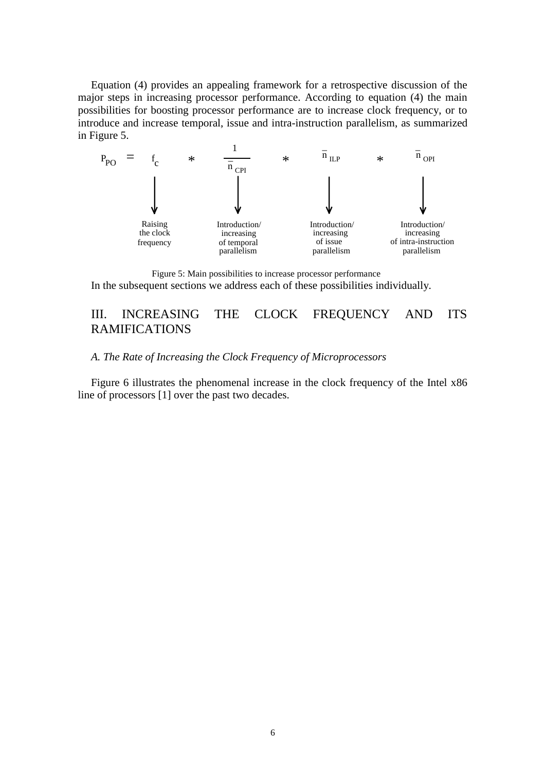Equation (4) provides an appealing framework for a retrospective discussion of the major steps in increasing processor performance. According to equation (4) the main possibilities for boosting processor performance are to increase clock frequency, or to introduce and increase temporal, issue and intra-instruction parallelism, as summarized in Figure 5.

$$P_{PO} = f_c * \frac{1}{\overline{n}_{CPI}} * \overline{n}_{ILP} * \overline{n}_{OPI}$$

- $f_c$ → Raising the clock frequency
- $\frac{1}{\overline{n}_{CPI}}$ → Introduction/ increasing of temporal parallelism
- $\overline{n}_{ILP}$ → Introduction/ increasing of issue parallelism
- $\overline{n}_{OPI}$ → Introduction/ increasing of intra-instruction parallelism

Figure 5: Main possibilities to increase processor performance

In the subsequent sections we address each of these possibilities individually.

## III. INCREASING THE CLOCK FREQUENCY AND ITS RAMIFICATIONS

### *A. The Rate of Increasing the Clock Frequency of Microprocessors*

Figure 6 illustrates the phenomenal increase in the clock frequency of the Intel x86 line of processors [1] over the past two decades.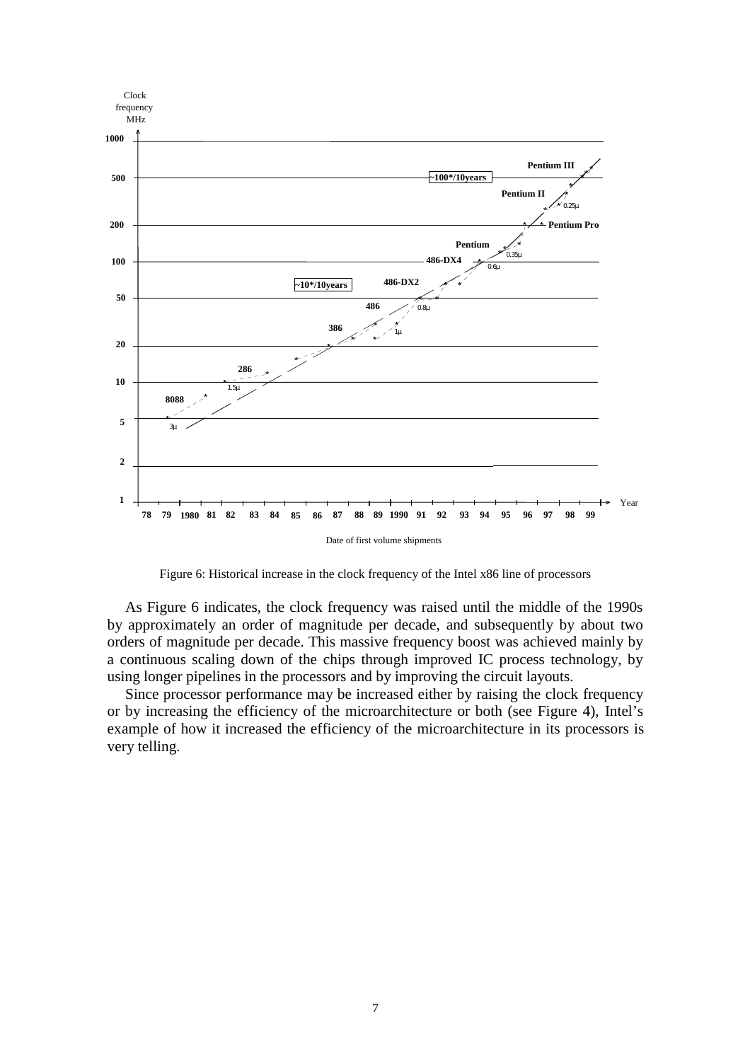Figure 6: Historical increase in the clock frequency of the Intel x86 line of processors

As Figure 6 indicates, the clock frequency was raised until the middle of the 1990s by approximately an order of magnitude per decade, and subsequently by about two orders of magnitude per decade. This massive frequency boost was achieved mainly by a continuous scaling down of the chips through improved IC process technology, by using longer pipelines in the processors and by improving the circuit layouts.

Since processor performance may be increased either by raising the clock frequency or by increasing the efficiency of the microarchitecture or both (see Figure 4), Intel's example of how it increased the efficiency of the microarchitecture in its processors is very telling.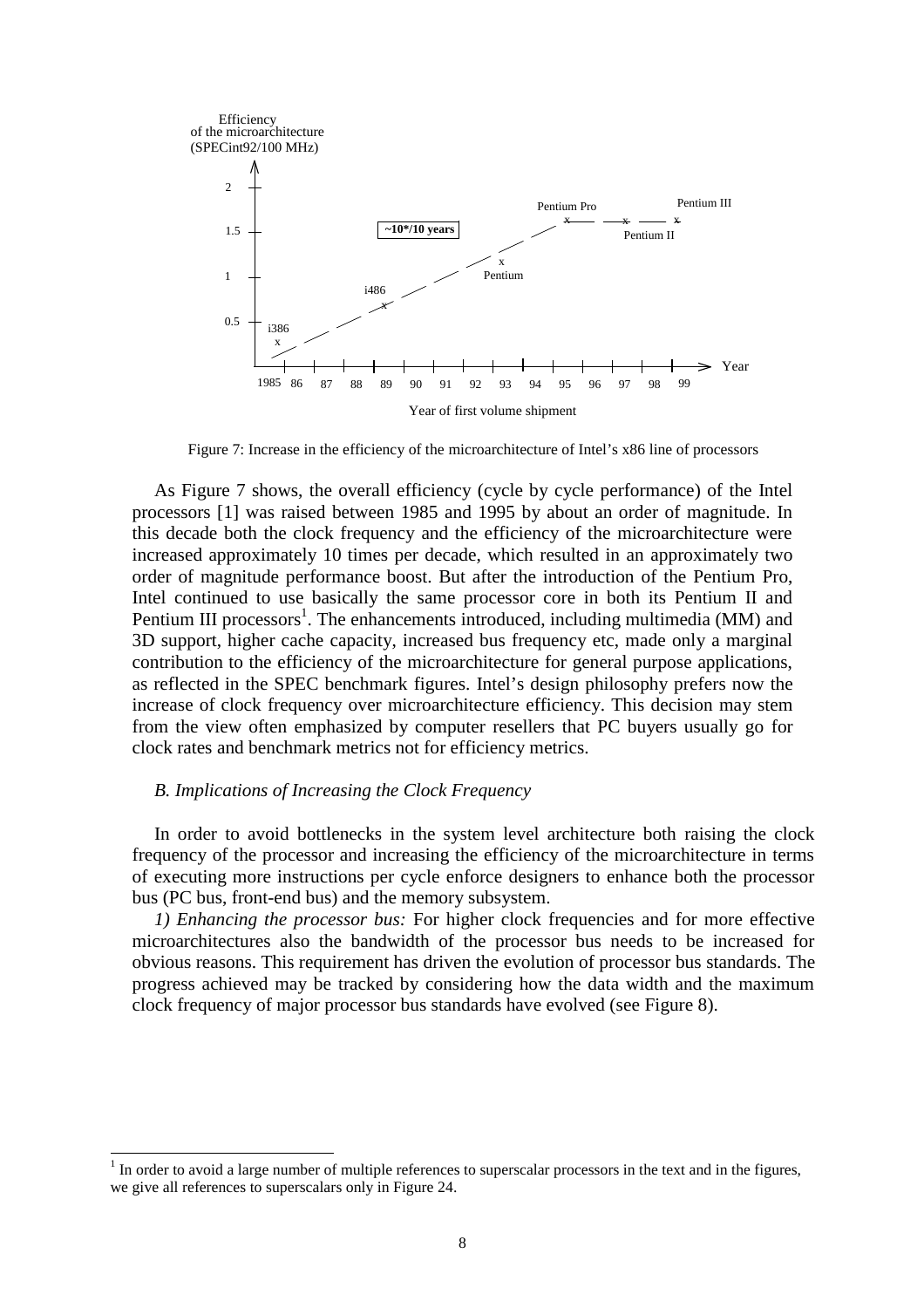Figure 7: Increase in the efficiency of the microarchitecture of Intel's x86 line of processors

As Figure 7 shows, the overall efficiency (cycle by cycle performance) of the Intel processors [1] was raised between 1985 and 1995 by about an order of magnitude. In this decade both the clock frequency and the efficiency of the microarchitecture were increased approximately 10 times per decade, which resulted in an approximately two order of magnitude performance boost. But after the introduction of the Pentium Pro, Intel continued to use basically the same processor core in both its Pentium II and Pentium III processors[1]. The enhancements introduced, including multimedia (MM) and 3D support, higher cache capacity, increased bus frequency etc, made only a marginal contribution to the efficiency of the microarchitecture for general purpose applications, as reflected in the SPEC benchmark figures. Intel's design philosophy prefers now the increase of clock frequency over microarchitecture efficiency. This decision may stem from the view often emphasized by computer resellers that PC buyers usually go for clock rates and benchmark metrics not for efficiency metrics.

### *B. Implications of Increasing the Clock Frequency*

In order to avoid bottlenecks in the system level architecture both raising the clock frequency of the processor and increasing the efficiency of the microarchitecture in terms of executing more instructions per cycle enforce designers to enhance both the processor bus (PC bus, front-end bus) and the memory subsystem.

*1) Enhancing the processor bus:* For higher clock frequencies and for more effective microarchitectures also the bandwidth of the processor bus needs to be increased for obvious reasons. This requirement has driven the evolution of processor bus standards. The progress achieved may be tracked by considering how the data width and the maximum clock frequency of major processor bus standards have evolved (see Figure 8).

[1] In order to avoid a large number of multiple references to superscalar processors in the text and in the figures, we give all references to superscalars only in Figure 24.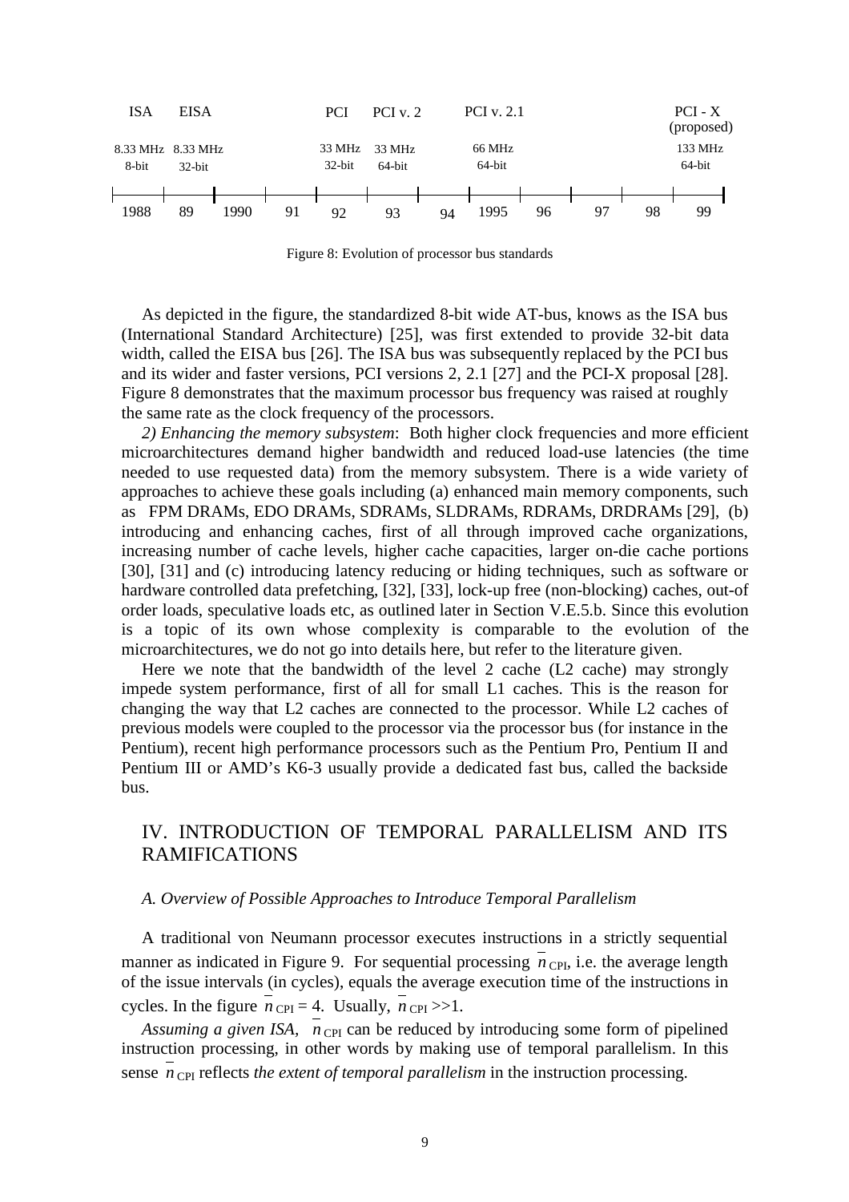| ISA | EISA | | | PCI | PCI v. 2 | | PCI v. 2.1 | | | | PCI - X (proposed) |
|---|---|---|---|---|---|---|---|---|---|---|---|
| 8.33 MHz 8-bit | 8.33 MHz 32-bit | | | 33 MHz 32-bit | 33 MHz 64-bit | | 66 MHz 64-bit | | | | 133 MHz 64-bit |
| 1988 | 89 | 1990 | 91 | 92 | 93 | 94 | 1995 | 96 | 97 | 98 | 99 |

Figure 8: Evolution of processor bus standards

As depicted in the figure, the standardized 8-bit wide AT-bus, knows as the ISA bus (International Standard Architecture) [25], was first extended to provide 32-bit data width, called the EISA bus [26]. The ISA bus was subsequently replaced by the PCI bus and its wider and faster versions, PCI versions 2, 2.1 [27] and the PCI-X proposal [28]. Figure 8 demonstrates that the maximum processor bus frequency was raised at roughly the same rate as the clock frequency of the processors.

*2) Enhancing the memory subsystem*: Both higher clock frequencies and more efficient microarchitectures demand higher bandwidth and reduced load-use latencies (the time needed to use requested data) from the memory subsystem. There is a wide variety of approaches to achieve these goals including (a) enhanced main memory components, such as FPM DRAMs, EDO DRAMs, SDRAMs, SLDRAMs, RDRAMs, DRDRAMs [29], (b) introducing and enhancing caches, first of all through improved cache organizations, increasing number of cache levels, higher cache capacities, larger on-die cache portions [30], [31] and (c) introducing latency reducing or hiding techniques, such as software or hardware controlled data prefetching, [32], [33], lock-up free (non-blocking) caches, out-of order loads, speculative loads etc, as outlined later in Section V.E.5.b. Since this evolution is a topic of its own whose complexity is comparable to the evolution of the microarchitectures, we do not go into details here, but refer to the literature given.

Here we note that the bandwidth of the level 2 cache (L2 cache) may strongly impede system performance, first of all for small L1 caches. This is the reason for changing the way that L2 caches are connected to the processor. While L2 caches of previous models were coupled to the processor via the processor bus (for instance in the Pentium), recent high performance processors such as the Pentium Pro, Pentium II and Pentium III or AMD's K6-3 usually provide a dedicated fast bus, called the backside bus.

## IV. INTRODUCTION OF TEMPORAL PARALLELISM AND ITS RAMIFICATIONS

### *A. Overview of Possible Approaches to Introduce Temporal Parallelism*

A traditional von Neumann processor executes instructions in a strictly sequential manner as indicated in Figure 9. For sequential processing $\overline{n}_{CPI}$, i.e. the average length of the issue intervals (in cycles), equals the average execution time of the instructions in cycles. In the figure $\overline{n}_{CPI} = 4$. Usually, $\overline{n}_{CPI} >> 1$.

*Assuming a given ISA,* $\overline{n}_{CPI}$ can be reduced by introducing some form of pipelined instruction processing, in other words by making use of temporal parallelism. In this sense $\overline{n}_{CPI}$ reflects *the extent of temporal parallelism* in the instruction processing.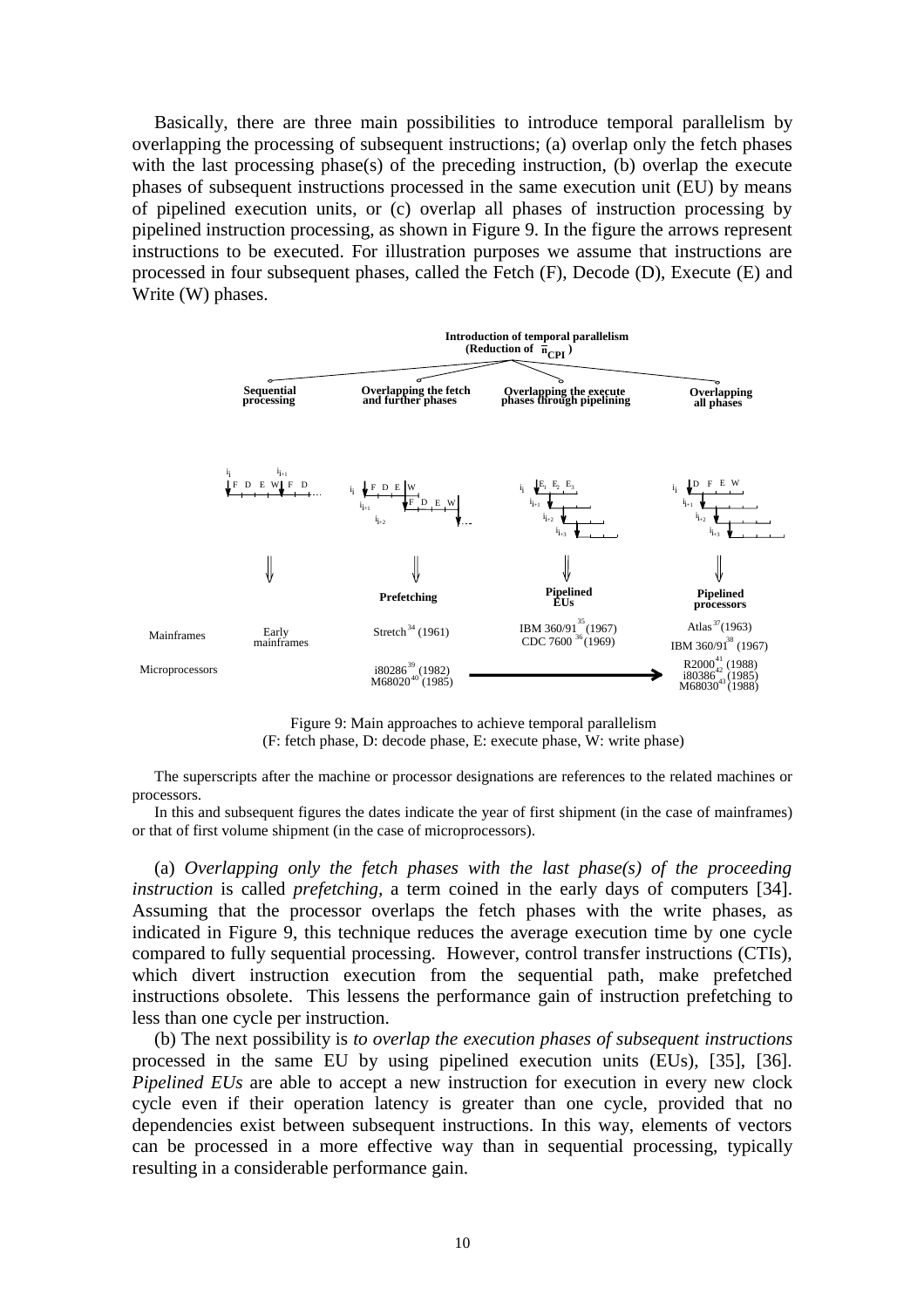Basically, there are three main possibilities to introduce temporal parallelism by overlapping the processing of subsequent instructions; (a) overlap only the fetch phases with the last processing phase(s) of the preceding instruction, (b) overlap the execute phases of subsequent instructions processed in the same execution unit (EU) by means of pipelined execution units, or (c) overlap all phases of instruction processing by pipelined instruction processing, as shown in Figure 9. In the figure the arrows represent instructions to be executed. For illustration purposes we assume that instructions are processed in four subsequent phases, called the Fetch (F), Decode (D), Execute (E) and Write (W) phases.

Figure 9: Main approaches to achieve temporal parallelism
(F: fetch phase, D: decode phase, E: execute phase, W: write phase)

The superscripts after the machine or processor designations are references to the related machines or processors.

In this and subsequent figures the dates indicate the year of first shipment (in the case of mainframes) or that of first volume shipment (in the case of microprocessors).

(a) *Overlapping only the fetch phases with the last phase(s) of the proceeding instruction* is called *prefetching*, a term coined in the early days of computers [34]. Assuming that the processor overlaps the fetch phases with the write phases, as indicated in Figure 9, this technique reduces the average execution time by one cycle compared to fully sequential processing. However, control transfer instructions (CTIs), which divert instruction execution from the sequential path, make prefetched instructions obsolete. This lessens the performance gain of instruction prefetching to less than one cycle per instruction.

(b) The next possibility is *to overlap the execution phases of subsequent instructions* processed in the same EU by using pipelined execution units (EUs), [35], [36]. *Pipelined EUs* are able to accept a new instruction for execution in every new clock cycle even if their operation latency is greater than one cycle, provided that no dependencies exist between subsequent instructions. In this way, elements of vectors can be processed in a more effective way than in sequential processing, typically resulting in a considerable performance gain.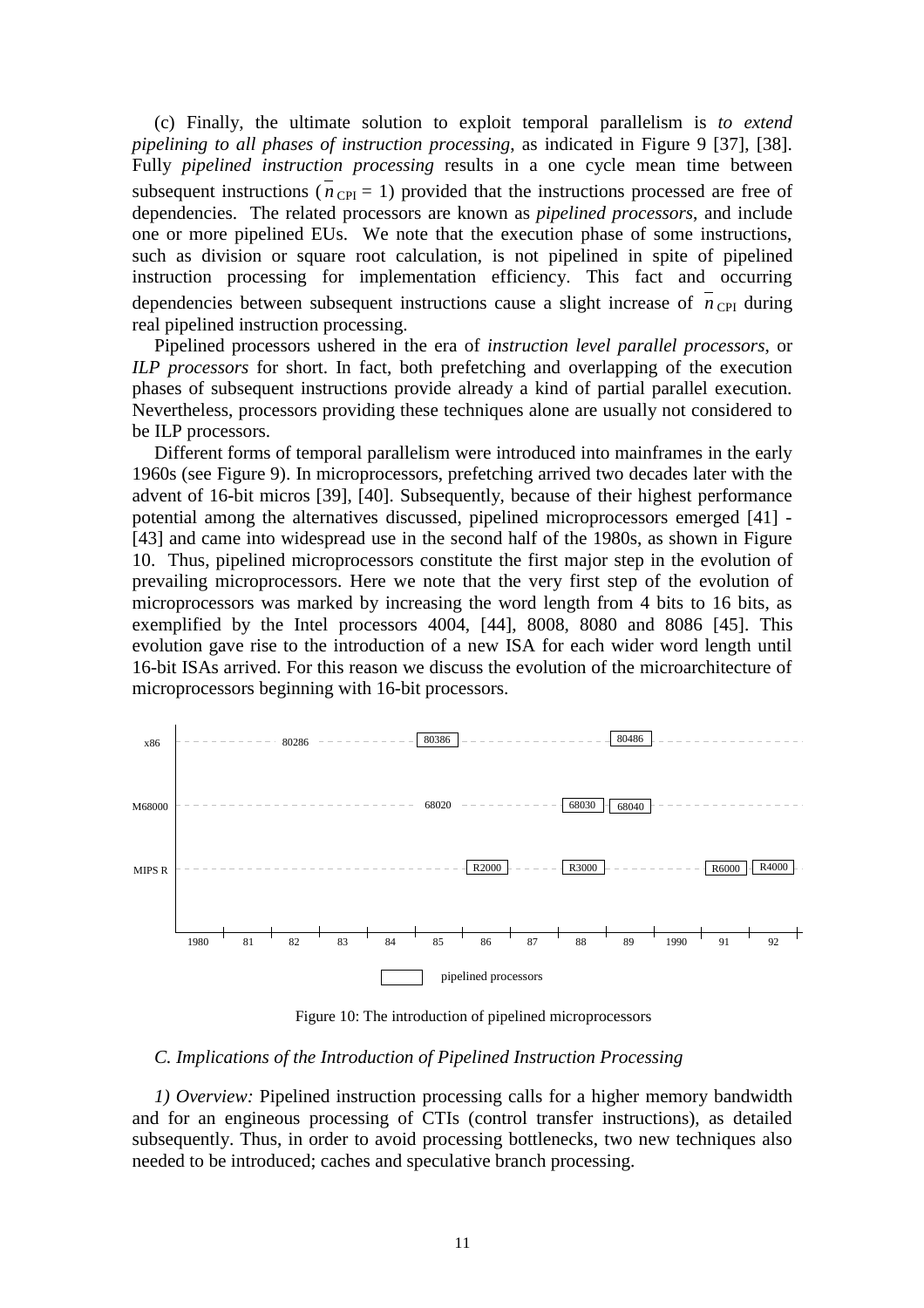(c) Finally, the ultimate solution to exploit temporal parallelism is *to extend pipelining to all phases of instruction processing*, as indicated in Figure 9 [37], [38]. Fully *pipelined instruction processing* results in a one cycle mean time between subsequent instructions ($\overline{n}_{CPI} = 1$) provided that the instructions processed are free of dependencies. The related processors are known as *pipelined processors*, and include one or more pipelined EUs. We note that the execution phase of some instructions, such as division or square root calculation, is not pipelined in spite of pipelined instruction processing for implementation efficiency. This fact and occurring dependencies between subsequent instructions cause a slight increase of $\overline{n}_{CPI}$ during real pipelined instruction processing.

Pipelined processors ushered in the era of *instruction level parallel processors*, or *ILP processors* for short. In fact, both prefetching and overlapping of the execution phases of subsequent instructions provide already a kind of partial parallel execution. Nevertheless, processors providing these techniques alone are usually not considered to be ILP processors.

Different forms of temporal parallelism were introduced into mainframes in the early 1960s (see Figure 9). In microprocessors, prefetching arrived two decades later with the advent of 16-bit micros [39], [40]. Subsequently, because of their highest performance potential among the alternatives discussed, pipelined microprocessors emerged [41] - [43] and came into widespread use in the second half of the 1980s, as shown in Figure 10. Thus, pipelined microprocessors constitute the first major step in the evolution of prevailing microprocessors. Here we note that the very first step of the evolution of microprocessors was marked by increasing the word length from 4 bits to 16 bits, as exemplified by the Intel processors 4004, [44], 8008, 8080 and 8086 [45]. This evolution gave rise to the introduction of a new ISA for each wider word length until 16-bit ISAs arrived. For this reason we discuss the evolution of the microarchitecture of microprocessors beginning with 16-bit processors.

| | 1980 | 81 | 82 | 83 | 84 | 85 | 86 | 87 | 88 | 89 | 1990 | 91 | 92 |
|---|---|---|---|---|---|---|---|---|---|---|---|---|---|
| x86 | | | 80286 | | | 80386 | | | | 80486 | | | |
| M68000 | | | | | | 68020 | | | 68030 | 68040 | | | |
| MIPS R | | | | | | | R2000 | | R3000 | | | R6000 | R4000 |

Boxed entries: pipelined processors (80386, 80486, 68030, 68040, R2000, R3000, R6000, R4000)

Figure 10: The introduction of pipelined microprocessors

### C. Implications of the Introduction of Pipelined Instruction Processing

*1) Overview:* Pipelined instruction processing calls for a higher memory bandwidth and for an engineous processing of CTIs (control transfer instructions), as detailed subsequently. Thus, in order to avoid processing bottlenecks, two new techniques also needed to be introduced; caches and speculative branch processing.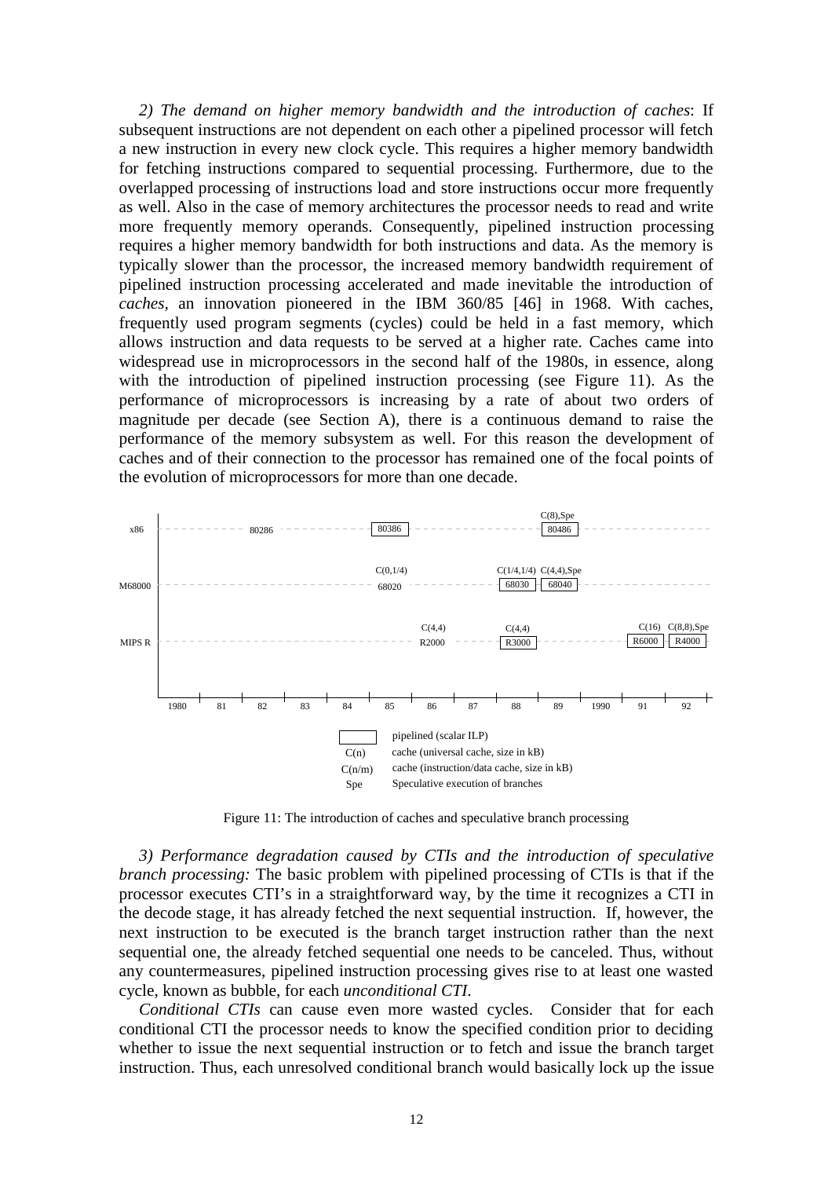*2) The demand on higher memory bandwidth and the introduction of caches*: If subsequent instructions are not dependent on each other a pipelined processor will fetch a new instruction in every new clock cycle. This requires a higher memory bandwidth for fetching instructions compared to sequential processing. Furthermore, due to the overlapped processing of instructions load and store instructions occur more frequently as well. Also in the case of memory architectures the processor needs to read and write more frequently memory operands. Consequently, pipelined instruction processing requires a higher memory bandwidth for both instructions and data. As the memory is typically slower than the processor, the increased memory bandwidth requirement of pipelined instruction processing accelerated and made inevitable the introduction of *caches*, an innovation pioneered in the IBM 360/85 [46] in 1968. With caches, frequently used program segments (cycles) could be held in a fast memory, which allows instruction and data requests to be served at a higher rate. Caches came into widespread use in microprocessors in the second half of the 1980s, in essence, along with the introduction of pipelined instruction processing (see Figure 11). As the performance of microprocessors is increasing by a rate of about two orders of magnitude per decade (see Section A), there is a continuous demand to raise the performance of the memory subsystem as well. For this reason the development of caches and of their connection to the processor has remained one of the focal points of the evolution of microprocessors for more than one decade.

| Family | Processor (year) |
|---|---|
| x86 | 80286 (1982), 80386 [pipelined] (1985), 80486 [pipelined] C(8),Spe (1989) |
| M68000 | 68020 C(0,1/4) (1985), 68030 [pipelined] C(1/4,1/4) (1988), 68040 [pipelined] C(4,4),Spe (1989) |
| MIPS R | R2000 C(4,4) (1986), R3000 [pipelined] C(4,4) (1988), R6000 [pipelined] C(16) (1991), R4000 [pipelined] C(8,8),Spe (1992) |

Legend: boxed = pipelined (scalar ILP); C(n) = cache (universal cache, size in kB); C(n/m) = cache (instruction/data cache, size in kB); Spe = Speculative execution of branches

Figure 11: The introduction of caches and speculative branch processing

*3) Performance degradation caused by CTIs and the introduction of speculative branch processing:* The basic problem with pipelined processing of CTIs is that if the processor executes CTI's in a straightforward way, by the time it recognizes a CTI in the decode stage, it has already fetched the next sequential instruction. If, however, the next instruction to be executed is the branch target instruction rather than the next sequential one, the already fetched sequential one needs to be canceled. Thus, without any countermeasures, pipelined instruction processing gives rise to at least one wasted cycle, known as bubble, for each *unconditional CTI*.

*Conditional CTIs* can cause even more wasted cycles. Consider that for each conditional CTI the processor needs to know the specified condition prior to deciding whether to issue the next sequential instruction or to fetch and issue the branch target instruction. Thus, each unresolved conditional branch would basically lock up the issue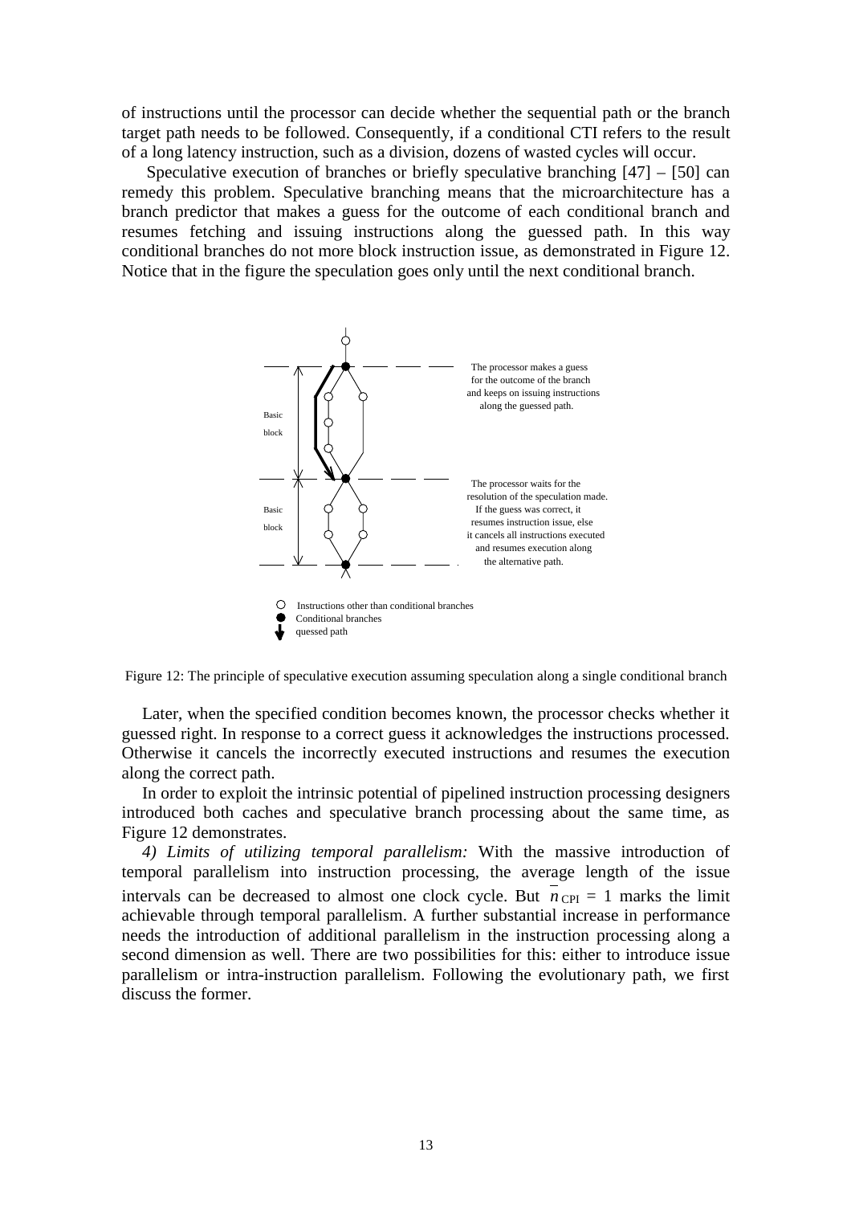of instructions until the processor can decide whether the sequential path or the branch target path needs to be followed. Consequently, if a conditional CTI refers to the result of a long latency instruction, such as a division, dozens of wasted cycles will occur.

Speculative execution of branches or briefly speculative branching [47] – [50] can remedy this problem. Speculative branching means that the microarchitecture has a branch predictor that makes a guess for the outcome of each conditional branch and resumes fetching and issuing instructions along the guessed path. In this way conditional branches do not more block instruction issue, as demonstrated in Figure 12. Notice that in the figure the speculation goes only until the next conditional branch.

Basic block

Basic block

The processor makes a guess for the outcome of the branch and keeps on issuing instructions along the guessed path.

The processor waits for the resolution of the speculation made. If the guess was correct, it resumes instruction issue, else it cancels all instructions executed and resumes execution along the alternative path.

Instructions other than conditional branches

Conditional branches

quessed path

Figure 12: The principle of speculative execution assuming speculation along a single conditional branch

Later, when the specified condition becomes known, the processor checks whether it guessed right. In response to a correct guess it acknowledges the instructions processed. Otherwise it cancels the incorrectly executed instructions and resumes the execution along the correct path.

In order to exploit the intrinsic potential of pipelined instruction processing designers introduced both caches and speculative branch processing about the same time, as Figure 12 demonstrates.

*4) Limits of utilizing temporal parallelism:* With the massive introduction of temporal parallelism into instruction processing, the average length of the issue intervals can be decreased to almost one clock cycle. But $\overline{n}_{\text{CPI}} = 1$ marks the limit achievable through temporal parallelism. A further substantial increase in performance needs the introduction of additional parallelism in the instruction processing along a second dimension as well. There are two possibilities for this: either to introduce issue parallelism or intra-instruction parallelism. Following the evolutionary path, we first discuss the former.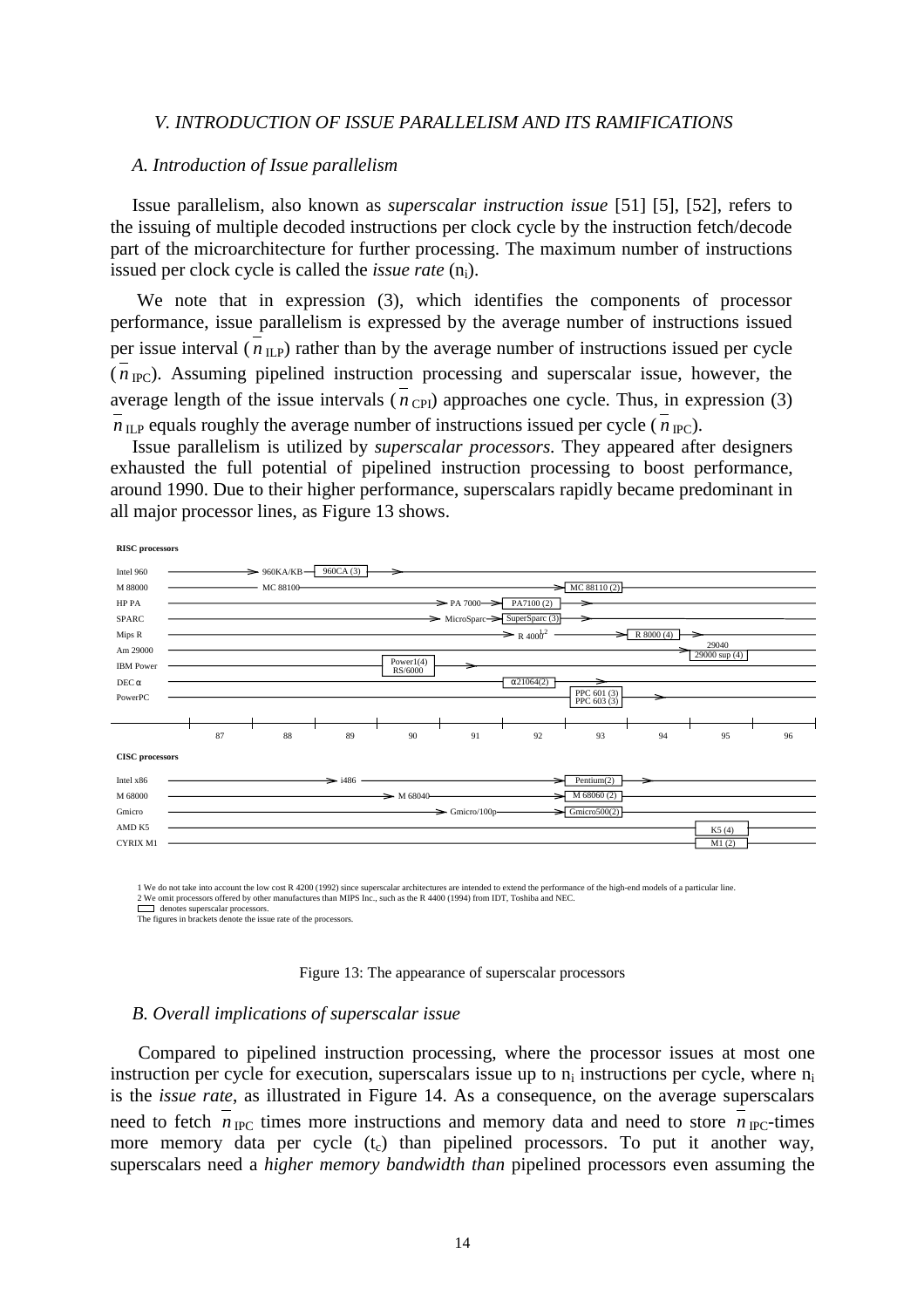### V. INTRODUCTION OF ISSUE PARALLELISM AND ITS RAMIFICATIONS

#### A. Introduction of Issue parallelism

Issue parallelism, also known as *superscalar instruction issue* [51] [5], [52], refers to the issuing of multiple decoded instructions per clock cycle by the instruction fetch/decode part of the microarchitecture for further processing. The maximum number of instructions issued per clock cycle is called the *issue rate* ($n_i$).

We note that in expression (3), which identifies the components of processor performance, issue parallelism is expressed by the average number of instructions issued per issue interval ($\overline{n}_{ILP}$) rather than by the average number of instructions issued per cycle ($\overline{n}_{IPC}$). Assuming pipelined instruction processing and superscalar issue, however, the average length of the issue intervals ($\overline{n}_{CPI}$) approaches one cycle. Thus, in expression (3) $\overline{n}_{ILP}$ equals roughly the average number of instructions issued per cycle ($\overline{n}_{IPC}$).

Issue parallelism is utilized by *superscalar processors*. They appeared after designers exhausted the full potential of pipelined instruction processing to boost performance, around 1990. Due to their higher performance, superscalars rapidly became predominant in all major processor lines, as Figure 13 shows.

**RISC processors**

Intel 960 — 960KA/KB — 960CA (3)
M 88000 — MC 88100 — MC 88110 (2)
HP PA — PA 7000 — PA7100 (2)
SPARC — MicroSparc — SuperSparc (3)
Mips R — R 4000[1,2] — R 8000 (4)
Am 29000 — 29040 — 29000 sup (4)
IBM Power — Power1(4) RS/6000
DEC α — α21064(2)
PowerPC — PPC 601 (3) PPC 603 (3)

87 88 89 90 91 92 93 94 95 96

**CISC processors**

Intel x86 — i486 — Pentium(2)
M 68000 — M 68040 — M 68060 (2)
Gmicro — Gmicro/100p — Gmicro500(2)
AMD K5 — K5 (4)
CYRIX M1 — M1 (2)

1 We do not take into account the low cost R 4200 (1992) since superscalar architectures are intended to extend the performance of the high-end models of a particular line.
2 We omit processors offered by other manufactures than MIPS Inc., such as the R 4400 (1994) from IDT, Toshiba and NEC.
▭ denotes superscalar processors.
The figures in brackets denote the issue rate of the processors.

Figure 13: The appearance of superscalar processors

#### B. Overall implications of superscalar issue

Compared to pipelined instruction processing, where the processor issues at most one instruction per cycle for execution, superscalars issue up to $n_i$ instructions per cycle, where $n_i$ is the *issue rate*, as illustrated in Figure 14. As a consequence, on the average superscalars need to fetch $\overline{n}_{IPC}$ times more instructions and memory data and need to store $\overline{n}_{IPC}$-times more memory data per cycle ($t_c$) than pipelined processors. To put it another way, superscalars need a *higher memory bandwidth than* pipelined processors even assuming the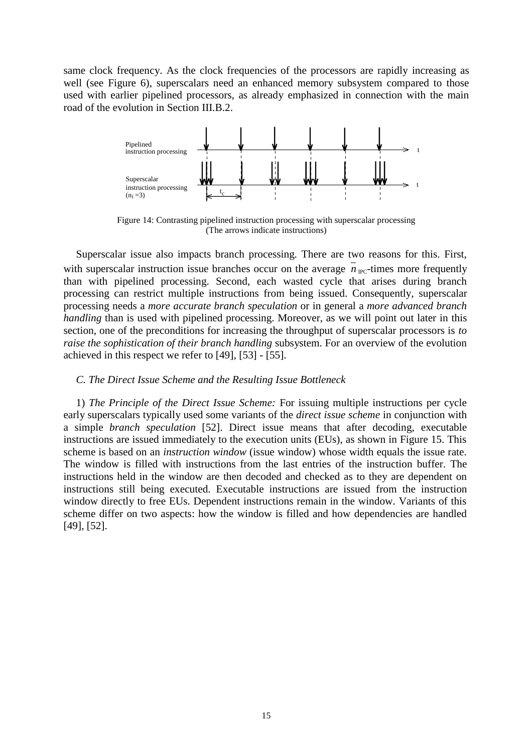same clock frequency. As the clock frequencies of the processors are rapidly increasing as well (see Figure 6), superscalars need an enhanced memory subsystem compared to those used with earlier pipelined processors, as already emphasized in connection with the main road of the evolution in Section III.B.2.

Figure 14: Contrasting pipelined instruction processing with superscalar processing (The arrows indicate instructions)

Superscalar issue also impacts branch processing. There are two reasons for this. First, with superscalar instruction issue branches occur on the average $\overline{n}_{IPC}$-times more frequently than with pipelined processing. Second, each wasted cycle that arises during branch processing can restrict multiple instructions from being issued. Consequently, superscalar processing needs a *more accurate branch speculation* or in general a *more advanced branch handling* than is used with pipelined processing. Moreover, as we will point out later in this section, one of the preconditions for increasing the throughput of superscalar processors is *to raise the sophistication of their branch handling* subsystem. For an overview of the evolution achieved in this respect we refer to [49], [53] - [55].

### *C. The Direct Issue Scheme and the Resulting Issue Bottleneck*

1) *The Principle of the Direct Issue Scheme:* For issuing multiple instructions per cycle early superscalars typically used some variants of the *direct issue scheme* in conjunction with a simple *branch speculation* [52]. Direct issue means that after decoding, executable instructions are issued immediately to the execution units (EUs), as shown in Figure 15. This scheme is based on an *instruction window* (issue window) whose width equals the issue rate. The window is filled with instructions from the last entries of the instruction buffer. The instructions held in the window are then decoded and checked as to they are dependent on instructions still being executed. Executable instructions are issued from the instruction window directly to free EUs. Dependent instructions remain in the window. Variants of this scheme differ on two aspects: how the window is filled and how dependencies are handled [49], [52].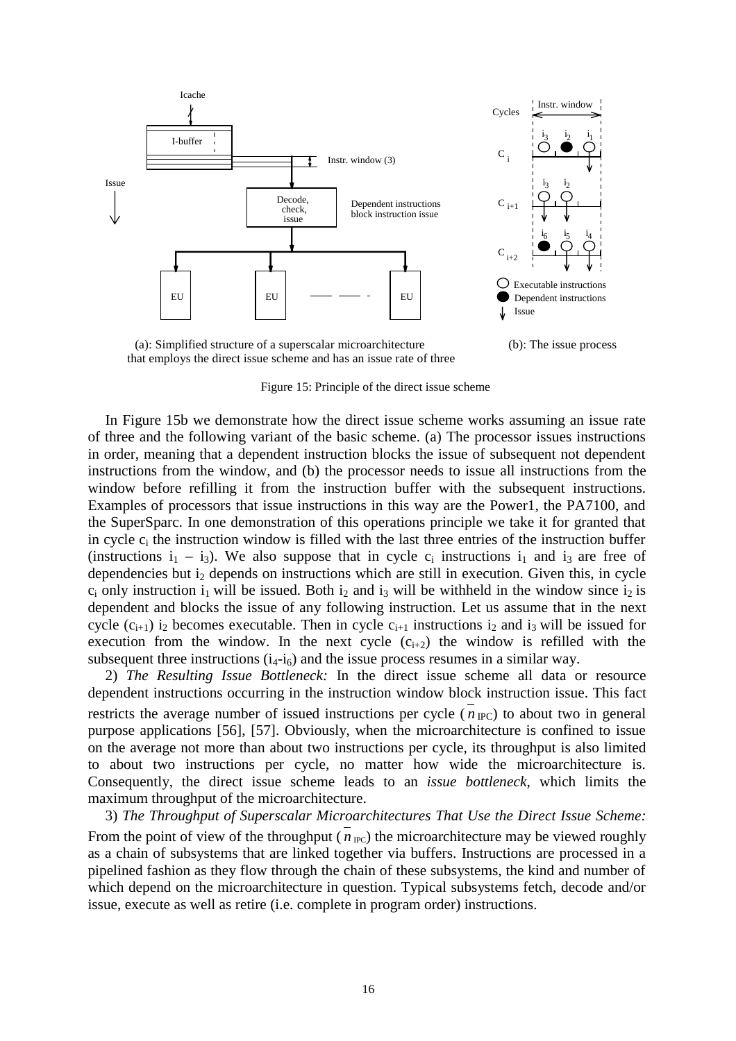(a): Simplified structure of a superscalar microarchitecture that employs the direct issue scheme and has an issue rate of three

(b): The issue process

Figure 15: Principle of the direct issue scheme

In Figure 15b we demonstrate how the direct issue scheme works assuming an issue rate of three and the following variant of the basic scheme. (a) The processor issues instructions in order, meaning that a dependent instruction blocks the issue of subsequent not dependent instructions from the window, and (b) the processor needs to issue all instructions from the window before refilling it from the instruction buffer with the subsequent instructions. Examples of processors that issue instructions in this way are the Power1, the PA7100, and the SuperSparc. In one demonstration of this operations principle we take it for granted that in cycle $c_i$ the instruction window is filled with the last three entries of the instruction buffer (instructions $i_1$ – $i_3$). We also suppose that in cycle $c_i$ instructions $i_1$ and $i_3$ are free of dependencies but $i_2$ depends on instructions which are still in execution. Given this, in cycle $c_i$ only instruction $i_1$ will be issued. Both $i_2$ and $i_3$ will be withheld in the window since $i_2$ is dependent and blocks the issue of any following instruction. Let us assume that in the next cycle ($c_{i+1}$) $i_2$ becomes executable. Then in cycle $c_{i+1}$ instructions $i_2$ and $i_3$ will be issued for execution from the window. In the next cycle ($c_{i+2}$) the window is refilled with the subsequent three instructions ($i_4$-$i_6$) and the issue process resumes in a similar way.

2) *The Resulting Issue Bottleneck:* In the direct issue scheme all data or resource dependent instructions occurring in the instruction window block instruction issue. This fact restricts the average number of issued instructions per cycle ($\overline{n}_{IPC}$) to about two in general purpose applications [56], [57]. Obviously, when the microarchitecture is confined to issue on the average not more than about two instructions per cycle, its throughput is also limited to about two instructions per cycle, no matter how wide the microarchitecture is. Consequently, the direct issue scheme leads to an *issue bottleneck*, which limits the maximum throughput of the microarchitecture.

3) *The Throughput of Superscalar Microarchitectures That Use the Direct Issue Scheme:* From the point of view of the throughput ($\overline{n}_{IPC}$) the microarchitecture may be viewed roughly as a chain of subsystems that are linked together via buffers. Instructions are processed in a pipelined fashion as they flow through the chain of these subsystems, the kind and number of which depend on the microarchitecture in question. Typical subsystems fetch, decode and/or issue, execute as well as retire (i.e. complete in program order) instructions.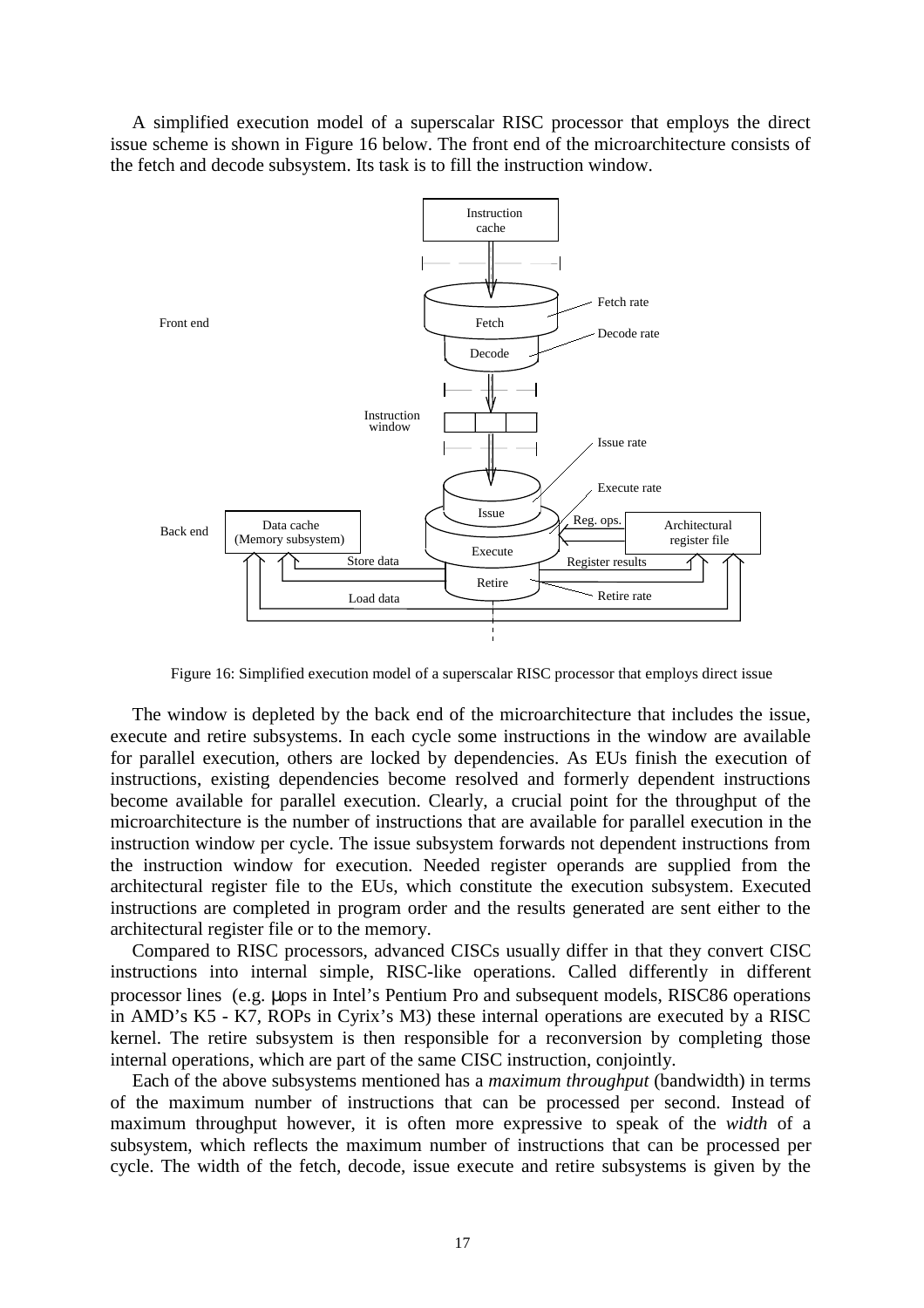A simplified execution model of a superscalar RISC processor that employs the direct issue scheme is shown in Figure 16 below. The front end of the microarchitecture consists of the fetch and decode subsystem. Its task is to fill the instruction window.

Figure 16: Simplified execution model of a superscalar RISC processor that employs direct issue

The window is depleted by the back end of the microarchitecture that includes the issue, execute and retire subsystems. In each cycle some instructions in the window are available for parallel execution, others are locked by dependencies. As EUs finish the execution of instructions, existing dependencies become resolved and formerly dependent instructions become available for parallel execution. Clearly, a crucial point for the throughput of the microarchitecture is the number of instructions that are available for parallel execution in the instruction window per cycle. The issue subsystem forwards not dependent instructions from the instruction window for execution. Needed register operands are supplied from the architectural register file to the EUs, which constitute the execution subsystem. Executed instructions are completed in program order and the results generated are sent either to the architectural register file or to the memory.

Compared to RISC processors, advanced CISCs usually differ in that they convert CISC instructions into internal simple, RISC-like operations. Called differently in different processor lines (e.g. μops in Intel's Pentium Pro and subsequent models, RISC86 operations in AMD's K5 - K7, ROPs in Cyrix's M3) these internal operations are executed by a RISC kernel. The retire subsystem is then responsible for a reconversion by completing those internal operations, which are part of the same CISC instruction, conjointly.

Each of the above subsystems mentioned has a *maximum throughput* (bandwidth) in terms of the maximum number of instructions that can be processed per second. Instead of maximum throughput however, it is often more expressive to speak of the *width* of a subsystem, which reflects the maximum number of instructions that can be processed per cycle. The width of the fetch, decode, issue execute and retire subsystems is given by the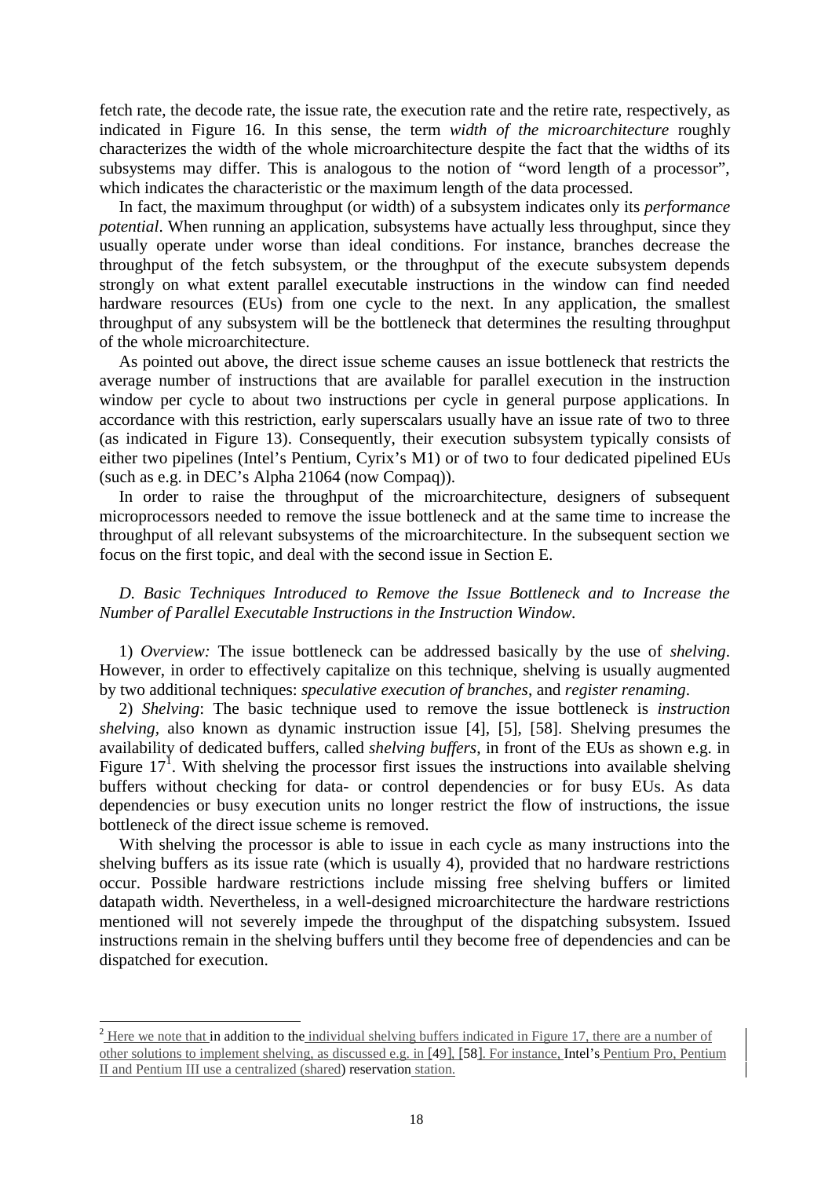fetch rate, the decode rate, the issue rate, the execution rate and the retire rate, respectively, as indicated in Figure 16. In this sense, the term *width of the microarchitecture* roughly characterizes the width of the whole microarchitecture despite the fact that the widths of its subsystems may differ. This is analogous to the notion of "word length of a processor", which indicates the characteristic or the maximum length of the data processed.

In fact, the maximum throughput (or width) of a subsystem indicates only its *performance potential*. When running an application, subsystems have actually less throughput, since they usually operate under worse than ideal conditions. For instance, branches decrease the throughput of the fetch subsystem, or the throughput of the execute subsystem depends strongly on what extent parallel executable instructions in the window can find needed hardware resources (EUs) from one cycle to the next. In any application, the smallest throughput of any subsystem will be the bottleneck that determines the resulting throughput of the whole microarchitecture.

As pointed out above, the direct issue scheme causes an issue bottleneck that restricts the average number of instructions that are available for parallel execution in the instruction window per cycle to about two instructions per cycle in general purpose applications. In accordance with this restriction, early superscalars usually have an issue rate of two to three (as indicated in Figure 13). Consequently, their execution subsystem typically consists of either two pipelines (Intel's Pentium, Cyrix's M1) or of two to four dedicated pipelined EUs (such as e.g. in DEC's Alpha 21064 (now Compaq)).

In order to raise the throughput of the microarchitecture, designers of subsequent microprocessors needed to remove the issue bottleneck and at the same time to increase the throughput of all relevant subsystems of the microarchitecture. In the subsequent section we focus on the first topic, and deal with the second issue in Section E.

### *D. Basic Techniques Introduced to Remove the Issue Bottleneck and to Increase the Number of Parallel Executable Instructions in the Instruction Window.*

1) *Overview:* The issue bottleneck can be addressed basically by the use of *shelving*. However, in order to effectively capitalize on this technique, shelving is usually augmented by two additional techniques: *speculative execution of branches*, and *register renaming*.

2) *Shelving*: The basic technique used to remove the issue bottleneck is *instruction shelving*, also known as dynamic instruction issue [4], [5], [58]. Shelving presumes the availability of dedicated buffers, called *shelving buffers*, in front of the EUs as shown e.g. in Figure 17[1]. With shelving the processor first issues the instructions into available shelving buffers without checking for data- or control dependencies or for busy EUs. As data dependencies or busy execution units no longer restrict the flow of instructions, the issue bottleneck of the direct issue scheme is removed.

With shelving the processor is able to issue in each cycle as many instructions into the shelving buffers as its issue rate (which is usually 4), provided that no hardware restrictions occur. Possible hardware restrictions include missing free shelving buffers or limited datapath width. Nevertheless, in a well-designed microarchitecture the hardware restrictions mentioned will not severely impede the throughput of the dispatching subsystem. Issued instructions remain in the shelving buffers until they become free of dependencies and can be dispatched for execution.

---

[2] Here we note that in addition to the individual shelving buffers indicated in Figure 17, there are a number of other solutions to implement shelving, as discussed e.g. in [49], [58]. For instance, Intel's Pentium Pro, Pentium II and Pentium III use a centralized (shared) reservation station.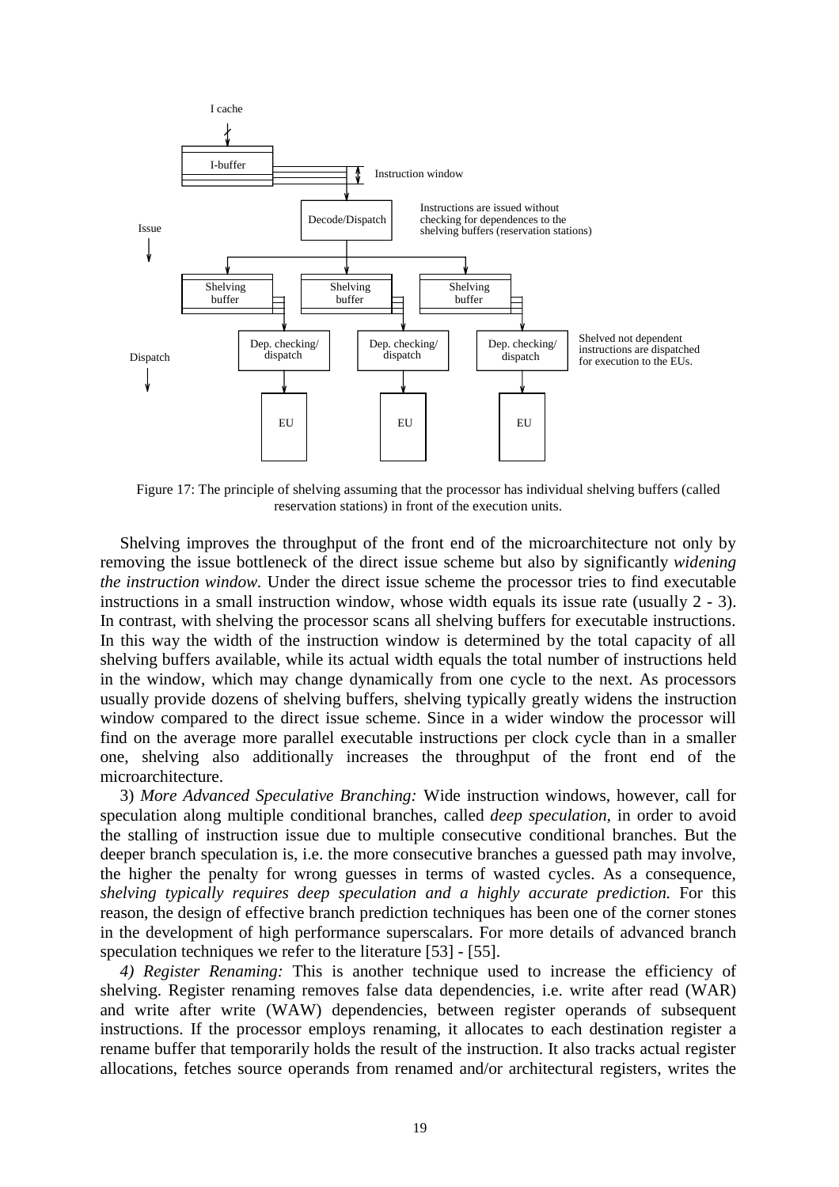Figure 17: The principle of shelving assuming that the processor has individual shelving buffers (called reservation stations) in front of the execution units.

Shelving improves the throughput of the front end of the microarchitecture not only by removing the issue bottleneck of the direct issue scheme but also by significantly *widening the instruction window.* Under the direct issue scheme the processor tries to find executable instructions in a small instruction window, whose width equals its issue rate (usually 2 - 3). In contrast, with shelving the processor scans all shelving buffers for executable instructions. In this way the width of the instruction window is determined by the total capacity of all shelving buffers available, while its actual width equals the total number of instructions held in the window, which may change dynamically from one cycle to the next. As processors usually provide dozens of shelving buffers, shelving typically greatly widens the instruction window compared to the direct issue scheme. Since in a wider window the processor will find on the average more parallel executable instructions per clock cycle than in a smaller one, shelving also additionally increases the throughput of the front end of the microarchitecture.

3) *More Advanced Speculative Branching:* Wide instruction windows, however, call for speculation along multiple conditional branches, called *deep speculation,* in order to avoid the stalling of instruction issue due to multiple consecutive conditional branches. But the deeper branch speculation is, i.e. the more consecutive branches a guessed path may involve, the higher the penalty for wrong guesses in terms of wasted cycles. As a consequence, *shelving typically requires deep speculation and a highly accurate prediction.* For this reason, the design of effective branch prediction techniques has been one of the corner stones in the development of high performance superscalars. For more details of advanced branch speculation techniques we refer to the literature [53] - [55].

*4) Register Renaming:* This is another technique used to increase the efficiency of shelving. Register renaming removes false data dependencies, i.e. write after read (WAR) and write after write (WAW) dependencies, between register operands of subsequent instructions. If the processor employs renaming, it allocates to each destination register a rename buffer that temporarily holds the result of the instruction. It also tracks actual register allocations, fetches source operands from renamed and/or architectural registers, writes the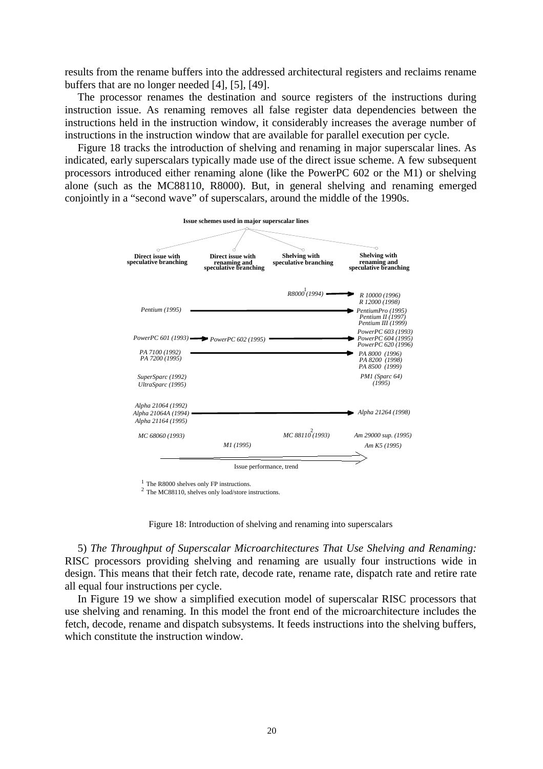results from the rename buffers into the addressed architectural registers and reclaims rename buffers that are no longer needed [4], [5], [49].

The processor renames the destination and source registers of the instructions during instruction issue. As renaming removes all false register data dependencies between the instructions held in the instruction window, it considerably increases the average number of instructions in the instruction window that are available for parallel execution per cycle.

Figure 18 tracks the introduction of shelving and renaming in major superscalar lines. As indicated, early superscalars typically made use of the direct issue scheme. A few subsequent processors introduced either renaming alone (like the PowerPC 602 or the M1) or shelving alone (such as the MC88110, R8000). But, in general shelving and renaming emerged conjointly in a "second wave" of superscalars, around the middle of the 1990s.

**Issue schemes used in major superscalar lines**

| Direct issue with speculative branching | Direct issue with renaming and speculative branching | Shelving with speculative branching | Shelving with renaming and speculative branching |
|---|---|---|---|
| | | R8000 (1994)[1] → | R 10000 (1996), R 12000 (1998) |
| Pentium (1995) → | | | PentiumPro (1995), Pentium II (1997), Pentium III (1999) |
| PowerPC 601 (1993) → | PowerPC 602 (1995) → | | PowerPC 603 (1993), PowerPC 604 (1995), PowerPC 620 (1996) |
| PA 7100 (1992), PA 7200 (1995) → | | | PA 8000 (1996), PA 8200 (1998), PA 8500 (1999) |
| SuperSparc (1992), UltraSparc (1995) | | | PM1 (Sparc 64) (1995) |
| Alpha 21064 (1992), Alpha 21064A (1994), Alpha 21164 (1995) → | | | Alpha 21264 (1998) |
| MC 68060 (1993) | | MC 88110 (1993)[2] | Am 29000 sup. (1995) |
| | M1 (1995) | | Am K5 (1995) |

Issue performance, trend →

[1] The R8000 shelves only FP instructions.
[2] The MC88110, shelves only load/store instructions.

Figure 18: Introduction of shelving and renaming into superscalars

5) *The Throughput of Superscalar Microarchitectures That Use Shelving and Renaming:* RISC processors providing shelving and renaming are usually four instructions wide in design. This means that their fetch rate, decode rate, rename rate, dispatch rate and retire rate all equal four instructions per cycle.

In Figure 19 we show a simplified execution model of superscalar RISC processors that use shelving and renaming. In this model the front end of the microarchitecture includes the fetch, decode, rename and dispatch subsystems. It feeds instructions into the shelving buffers, which constitute the instruction window.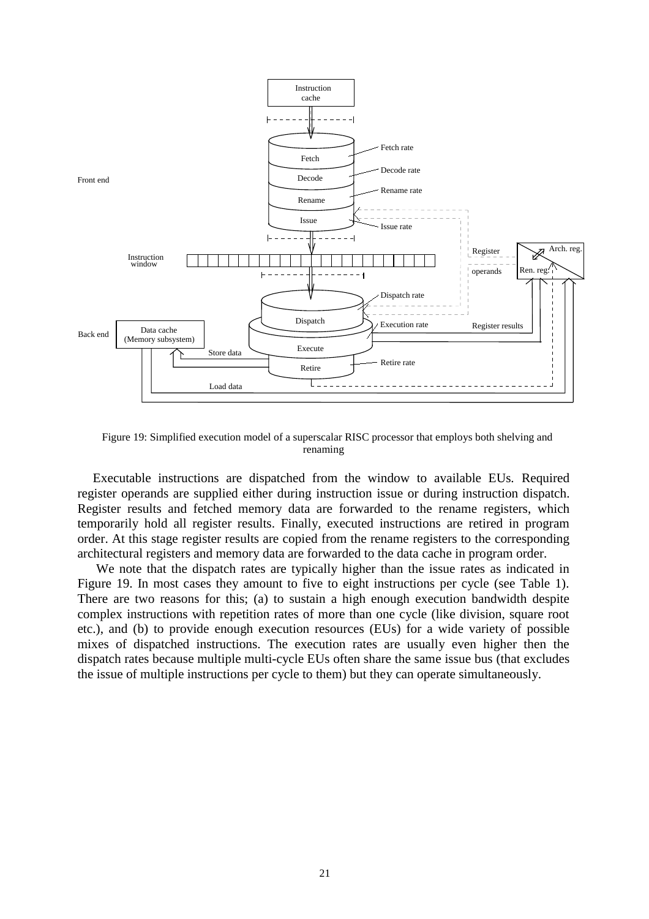Figure 19: Simplified execution model of a superscalar RISC processor that employs both shelving and renaming

Executable instructions are dispatched from the window to available EUs. Required register operands are supplied either during instruction issue or during instruction dispatch. Register results and fetched memory data are forwarded to the rename registers, which temporarily hold all register results. Finally, executed instructions are retired in program order. At this stage register results are copied from the rename registers to the corresponding architectural registers and memory data are forwarded to the data cache in program order.

We note that the dispatch rates are typically higher than the issue rates as indicated in Figure 19. In most cases they amount to five to eight instructions per cycle (see Table 1). There are two reasons for this; (a) to sustain a high enough execution bandwidth despite complex instructions with repetition rates of more than one cycle (like division, square root etc.), and (b) to provide enough execution resources (EUs) for a wide variety of possible mixes of dispatched instructions. The execution rates are usually even higher then the dispatch rates because multiple multi-cycle EUs often share the same issue bus (that excludes the issue of multiple instructions per cycle to them) but they can operate simultaneously.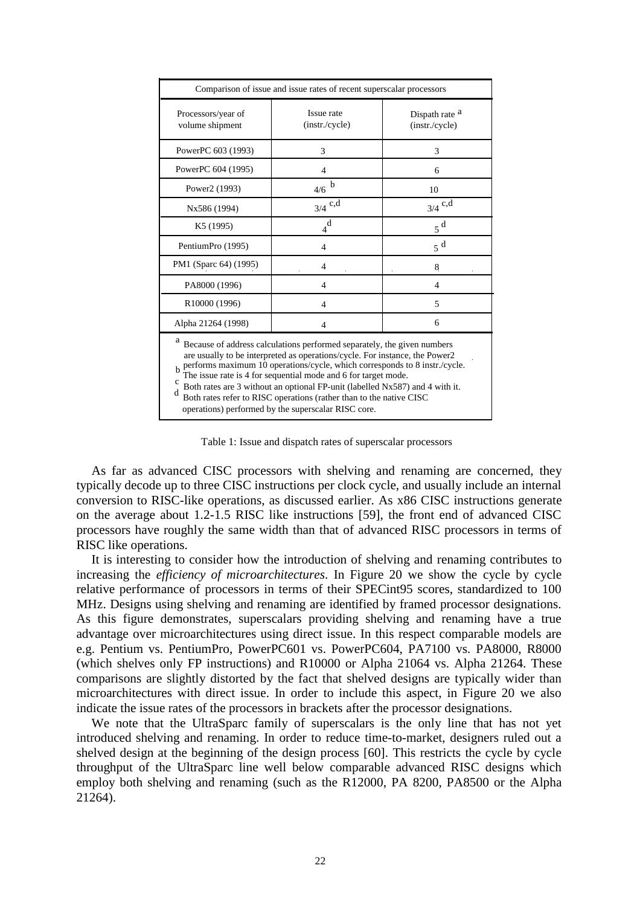| Comparison of issue and issue rates of recent superscalar processors | | |
|---|---|---|
| Processors/year of volume shipment | Issue rate (instr./cycle) | Dispath rate [a] (instr./cycle) |
| PowerPC 603 (1993) | 3 | 3 |
| PowerPC 604 (1995) | 4 | 6 |
| Power2 (1993) | 4/6 [b] | 10 |
| Nx586 (1994) | 3/4 [c,d] | 3/4 [c,d] |
| K5 (1995) | 4 [d] | 5 [d] |
| PentiumPro (1995) | 4 | 5 [d] |
| PM1 (Sparc 64) (1995) | 4 | 8 |
| PA8000 (1996) | 4 | 4 |
| R10000 (1996) | 4 | 5 |
| Alpha 21264 (1998) | 4 | 6 |

[a] Because of address calculations performed separately, the given numbers are usually to be interpreted as operations/cycle. For instance, the Power2 performs maximum 10 operations/cycle, which corresponds to 8 instr./cycle.
[b] The issue rate is 4 for sequential mode and 6 for target mode.
[c] Both rates are 3 without an optional FP-unit (labelled Nx587) and 4 with it.
[d] Both rates refer to RISC operations (rather than to the native CISC operations) performed by the superscalar RISC core.

Table 1: Issue and dispatch rates of superscalar processors

As far as advanced CISC processors with shelving and renaming are concerned, they typically decode up to three CISC instructions per clock cycle, and usually include an internal conversion to RISC-like operations, as discussed earlier. As x86 CISC instructions generate on the average about 1.2-1.5 RISC like instructions [59], the front end of advanced CISC processors have roughly the same width than that of advanced RISC processors in terms of RISC like operations.

It is interesting to consider how the introduction of shelving and renaming contributes to increasing the *efficiency of microarchitectures*. In Figure 20 we show the cycle by cycle relative performance of processors in terms of their SPECint95 scores, standardized to 100 MHz. Designs using shelving and renaming are identified by framed processor designations. As this figure demonstrates, superscalars providing shelving and renaming have a true advantage over microarchitectures using direct issue. In this respect comparable models are e.g. Pentium vs. PentiumPro, PowerPC601 vs. PowerPC604, PA7100 vs. PA8000, R8000 (which shelves only FP instructions) and R10000 or Alpha 21064 vs. Alpha 21264. These comparisons are slightly distorted by the fact that shelved designs are typically wider than microarchitectures with direct issue. In order to include this aspect, in Figure 20 we also indicate the issue rates of the processors in brackets after the processor designations.

We note that the UltraSparc family of superscalars is the only line that has not yet introduced shelving and renaming. In order to reduce time-to-market, designers ruled out a shelved design at the beginning of the design process [60]. This restricts the cycle by cycle throughput of the UltraSparc line well below comparable advanced RISC designs which employ both shelving and renaming (such as the R12000, PA 8200, PA8500 or the Alpha 21264).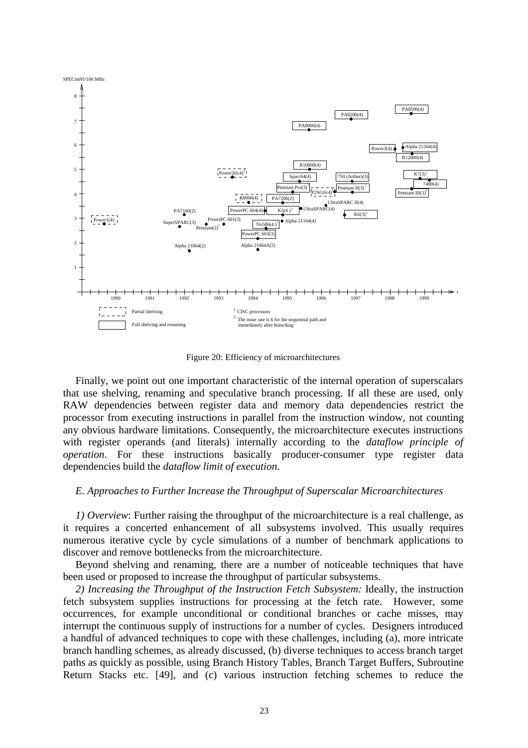Figure 20: Efficiency of microarchitectures

Finally, we point out one important characteristic of the internal operation of superscalars that use shelving, renaming and speculative branch processing. If all these are used, only RAW dependencies between register data and memory data dependencies restrict the processor from executing instructions in parallel from the instruction window, not counting any obvious hardware limitations. Consequently, the microarchitecture executes instructions with register operands (and literals) internally according to the *dataflow principle of operation*. For these instructions basically producer-consumer type register data dependencies build the *dataflow limit of execution.*

### *E. Approaches to Further Increase the Throughput of Superscalar Microarchitectures*

*1) Overview*: Further raising the throughput of the microarchitecture is a real challenge, as it requires a concerted enhancement of all subsystems involved. This usually requires numerous iterative cycle by cycle simulations of a number of benchmark applications to discover and remove bottlenecks from the microarchitecture.

Beyond shelving and renaming, there are a number of noticeable techniques that have been used or proposed to increase the throughput of particular subsystems.

*2) Increasing the Throughput of the Instruction Fetch Subsystem:* Ideally, the instruction fetch subsystem supplies instructions for processing at the fetch rate. However, some occurrences, for example unconditional or conditional branches or cache misses, may interrupt the continuous supply of instructions for a number of cycles. Designers introduced a handful of advanced techniques to cope with these challenges, including (a), more intricate branch handling schemes, as already discussed, (b) diverse techniques to access branch target paths as quickly as possible, using Branch History Tables, Branch Target Buffers, Subroutine Return Stacks etc. [49], and (c) various instruction fetching schemes to reduce the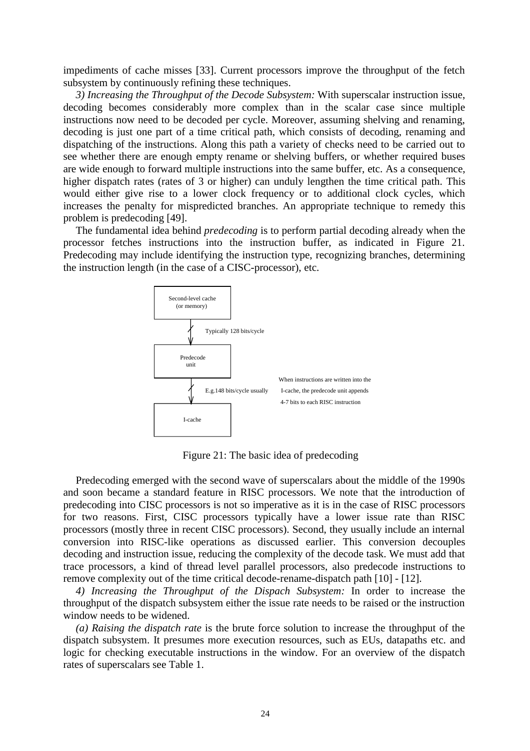impediments of cache misses [33]. Current processors improve the throughput of the fetch subsystem by continuously refining these techniques.

*3) Increasing the Throughput of the Decode Subsystem:* With superscalar instruction issue, decoding becomes considerably more complex than in the scalar case since multiple instructions now need to be decoded per cycle. Moreover, assuming shelving and renaming, decoding is just one part of a time critical path, which consists of decoding, renaming and dispatching of the instructions. Along this path a variety of checks need to be carried out to see whether there are enough empty rename or shelving buffers, or whether required buses are wide enough to forward multiple instructions into the same buffer, etc. As a consequence, higher dispatch rates (rates of 3 or higher) can unduly lengthen the time critical path. This would either give rise to a lower clock frequency or to additional clock cycles, which increases the penalty for mispredicted branches. An appropriate technique to remedy this problem is predecoding [49].

The fundamental idea behind *predecoding* is to perform partial decoding already when the processor fetches instructions into the instruction buffer, as indicated in Figure 21. Predecoding may include identifying the instruction type, recognizing branches, determining the instruction length (in the case of a CISC-processor), etc.

Second-level cache (or memory)

Typically 128 bits/cycle

Predecode unit

E.g.148 bits/cycle usually

When instructions are written into the I-cache, the predecode unit appends 4-7 bits to each RISC instruction

I-cache

Figure 21: The basic idea of predecoding

Predecoding emerged with the second wave of superscalars about the middle of the 1990s and soon became a standard feature in RISC processors. We note that the introduction of predecoding into CISC processors is not so imperative as it is in the case of RISC processors for two reasons. First, CISC processors typically have a lower issue rate than RISC processors (mostly three in recent CISC processors). Second, they usually include an internal conversion into RISC-like operations as discussed earlier. This conversion decouples decoding and instruction issue, reducing the complexity of the decode task. We must add that trace processors, a kind of thread level parallel processors, also predecode instructions to remove complexity out of the time critical decode-rename-dispatch path [10] - [12].

*4) Increasing the Throughput of the Dispach Subsystem:* In order to increase the throughput of the dispatch subsystem either the issue rate needs to be raised or the instruction window needs to be widened.

*(a) Raising the dispatch rate* is the brute force solution to increase the throughput of the dispatch subsystem. It presumes more execution resources, such as EUs, datapaths etc. and logic for checking executable instructions in the window. For an overview of the dispatch rates of superscalars see Table 1.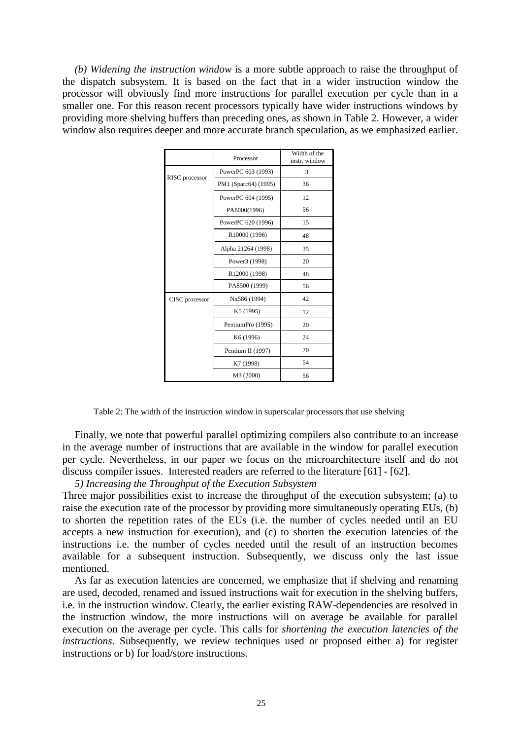*(b) Widening the instruction window* is a more subtle approach to raise the throughput of the dispatch subsystem. It is based on the fact that in a wider instruction window the processor will obviously find more instructions for parallel execution per cycle than in a smaller one. For this reason recent processors typically have wider instructions windows by providing more shelving buffers than preceding ones, as shown in Table 2. However, a wider window also requires deeper and more accurate branch speculation, as we emphasized earlier.

| | Processor | Width of the instr. window |
|---|---|---|
| RISC processor | PowerPC 603 (1993) | 3 |
| | PM1 (Sparc64) (1995) | 36 |
| | PowerPC 604 (1995) | 12 |
| | PA8000(1996) | 56 |
| | PowerPC 620 (1996) | 15 |
| | R10000 (1996) | 48 |
| | Alpha 21264 (1998) | 35 |
| | Power3 (1998) | 20 |
| | R12000 (1998) | 48 |
| | PA8500 (1999) | 56 |
| CISC processor | Nx586 (1994) | 42 |
| | K5 (1995) | 12 |
| | PentiumPro (1995) | 20 |
| | K6 (1996) | 24 |
| | Pentium II (1997) | 20 |
| | K7 (1998) | 54 |
| | M3 (2000) | 56 |

Table 2: The width of the instruction window in superscalar processors that use shelving

Finally, we note that powerful parallel optimizing compilers also contribute to an increase in the average number of instructions that are available in the window for parallel execution per cycle. Nevertheless, in our paper we focus on the microarchitecture itself and do not discuss compiler issues. Interested readers are referred to the literature [61] - [62].

*5) Increasing the Throughput of the Execution Subsystem*

Three major possibilities exist to increase the throughput of the execution subsystem; (a) to raise the execution rate of the processor by providing more simultaneously operating EUs, (b) to shorten the repetition rates of the EUs (i.e. the number of cycles needed until an EU accepts a new instruction for execution), and (c) to shorten the execution latencies of the instructions i.e. the number of cycles needed until the result of an instruction becomes available for a subsequent instruction. Subsequently, we discuss only the last issue mentioned.

As far as execution latencies are concerned, we emphasize that if shelving and renaming are used, decoded, renamed and issued instructions wait for execution in the shelving buffers, i.e. in the instruction window. Clearly, the earlier existing RAW-dependencies are resolved in the instruction window, the more instructions will on average be available for parallel execution on the average per cycle. This calls for *shortening the execution latencies of the instructions*. Subsequently, we review techniques used or proposed either a) for register instructions or b) for load/store instructions.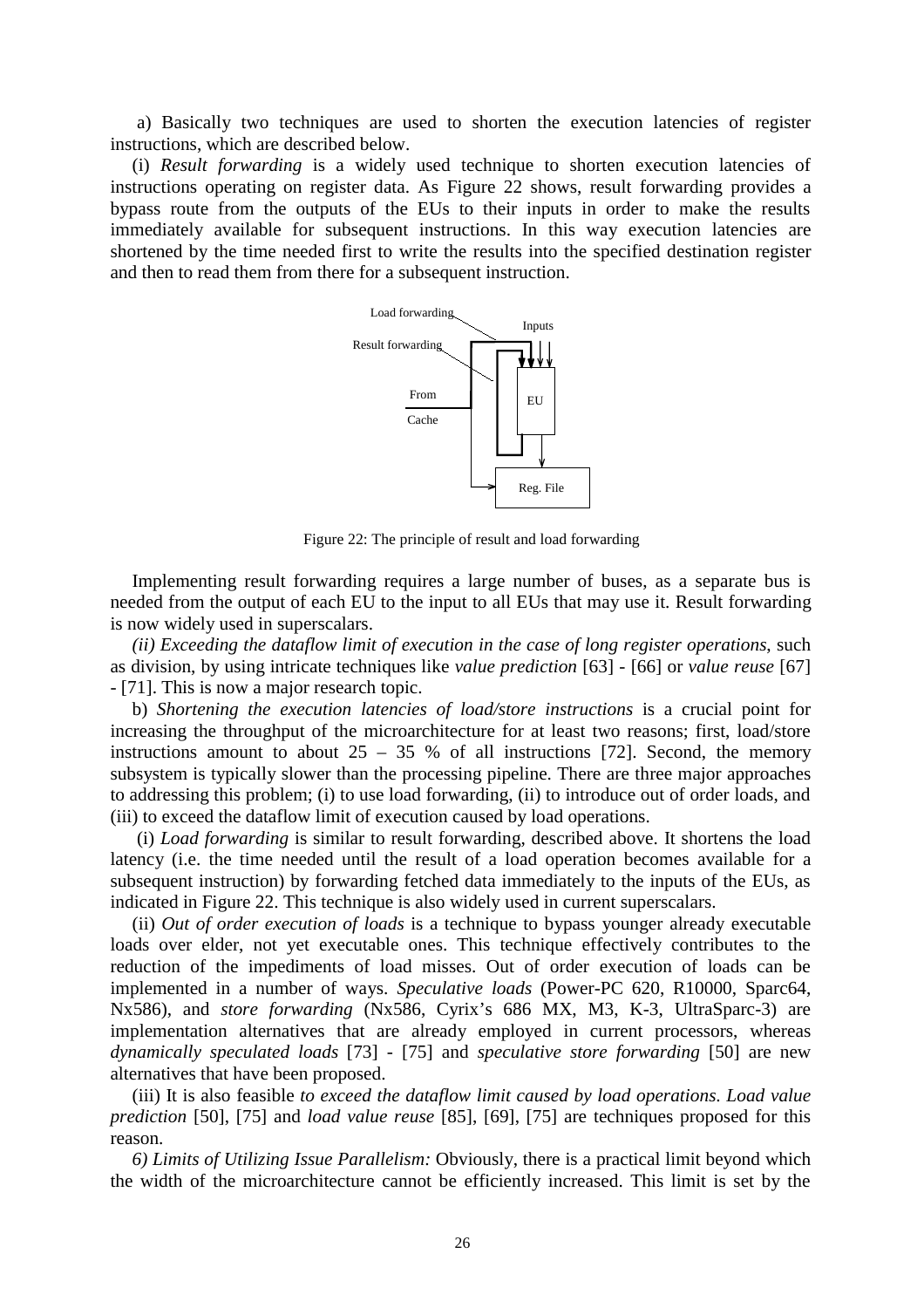a) Basically two techniques are used to shorten the execution latencies of register instructions, which are described below.

(i) *Result forwarding* is a widely used technique to shorten execution latencies of instructions operating on register data. As Figure 22 shows, result forwarding provides a bypass route from the outputs of the EUs to their inputs in order to make the results immediately available for subsequent instructions. In this way execution latencies are shortened by the time needed first to write the results into the specified destination register and then to read them from there for a subsequent instruction.

Figure 22: The principle of result and load forwarding

Implementing result forwarding requires a large number of buses, as a separate bus is needed from the output of each EU to the input to all EUs that may use it. Result forwarding is now widely used in superscalars.

*(ii) Exceeding the dataflow limit of execution in the case of long register operations*, such as division, by using intricate techniques like *value prediction* [63] - [66] or *value reuse* [67] - [71]. This is now a major research topic.

b) *Shortening the execution latencies of load/store instructions* is a crucial point for increasing the throughput of the microarchitecture for at least two reasons; first, load/store instructions amount to about 25 – 35 % of all instructions [72]. Second, the memory subsystem is typically slower than the processing pipeline. There are three major approaches to addressing this problem; (i) to use load forwarding, (ii) to introduce out of order loads, and (iii) to exceed the dataflow limit of execution caused by load operations.

(i) *Load forwarding* is similar to result forwarding, described above. It shortens the load latency (i.e. the time needed until the result of a load operation becomes available for a subsequent instruction) by forwarding fetched data immediately to the inputs of the EUs, as indicated in Figure 22. This technique is also widely used in current superscalars.

(ii) *Out of order execution of loads* is a technique to bypass younger already executable loads over elder, not yet executable ones. This technique effectively contributes to the reduction of the impediments of load misses. Out of order execution of loads can be implemented in a number of ways. *Speculative loads* (Power-PC 620, R10000, Sparc64, Nx586), and *store forwarding* (Nx586, Cyrix's 686 MX, M3, K-3, UltraSparc-3) are implementation alternatives that are already employed in current processors, whereas *dynamically speculated loads* [73] - [75] and *speculative store forwarding* [50] are new alternatives that have been proposed.

(iii) It is also feasible *to exceed the dataflow limit caused by load operations*. *Load value prediction* [50], [75] and *load value reuse* [85], [69], [75] are techniques proposed for this reason.

*6) Limits of Utilizing Issue Parallelism:* Obviously, there is a practical limit beyond which the width of the microarchitecture cannot be efficiently increased. This limit is set by the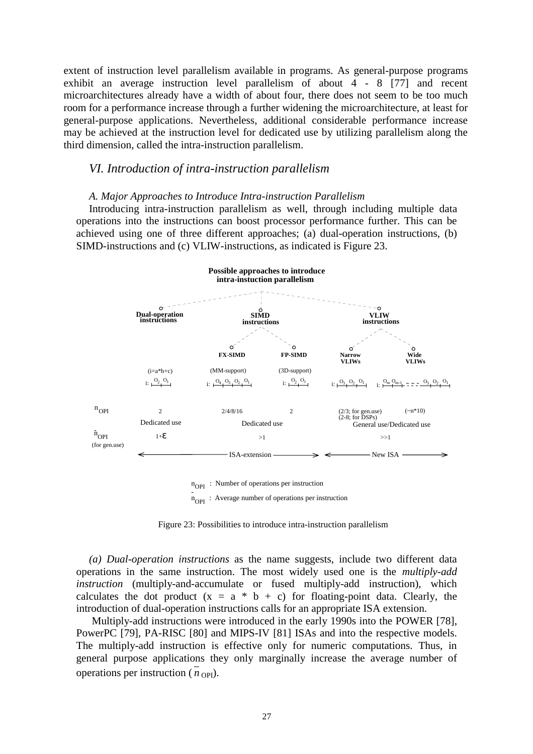extent of instruction level parallelism available in programs. As general-purpose programs exhibit an average instruction level parallelism of about 4 - 8 [77] and recent microarchitectures already have a width of about four, there does not seem to be too much room for a performance increase through a further widening the microarchitecture, at least for general-purpose applications. Nevertheless, additional considerable performance increase may be achieved at the instruction level for dedicated use by utilizing parallelism along the third dimension, called the intra-instruction parallelism.

## *VI. Introduction of intra-instruction parallelism*

### *A. Major Approaches to Introduce Intra-instruction Parallelism*

Introducing intra-instruction parallelism as well, through including multiple data operations into the instructions can boost processor performance further. This can be achieved using one of three different approaches; (a) dual-operation instructions, (b) SIMD-instructions and (c) VLIW-instructions, as indicated is Figure 23.

**Possible approaches to introduce intra-instuction parallelism**

| | Dual-operation instructions | SIMD instructions: FX-SIMD | SIMD instructions: FP-SIMD | VLIW instructions: Narrow VLIWs | VLIW instructions: Wide VLIWs |
|---|---|---|---|---|---|
| | (i=a*b+c) | (MM-support) | (3D-support) | | |
| | i: O2 O1 | i: O4 O3 O2 O1 | i: O2 O1 | i: O3 O2 O1 | i: Om Om-1 ... O3 O2 O1 |
| $n_{OPI}$ | 2 | 2/4/8/16 | 2 | (2/3; for gen.use) (2-8; for DSPs) | (~n*10) |
| | Dedicated use | Dedicated use | | General use/Dedicated use | |
| $\bar{n}_{OPI}$ (for gen.use) | 1+ε | >1 | | >>1 | |
| | ISA-extension | | | New ISA | |

$n_{OPI}$ : Number of operations per instruction

$\bar{n}_{OPI}$ : Average number of operations per instruction

Figure 23: Possibilities to introduce intra-instruction parallelism

*(a) Dual-operation instructions* as the name suggests, include two different data operations in the same instruction. The most widely used one is the *multiply-add instruction* (multiply-and-accumulate or fused multiply-add instruction), which calculates the dot product (x = a * b + c) for floating-point data. Clearly, the introduction of dual-operation instructions calls for an appropriate ISA extension.

Multiply-add instructions were introduced in the early 1990s into the POWER [78], PowerPC [79], PA-RISC [80] and MIPS-IV [81] ISAs and into the respective models. The multiply-add instruction is effective only for numeric computations. Thus, in general purpose applications they only marginally increase the average number of operations per instruction ($\bar{n}_{OPI}$).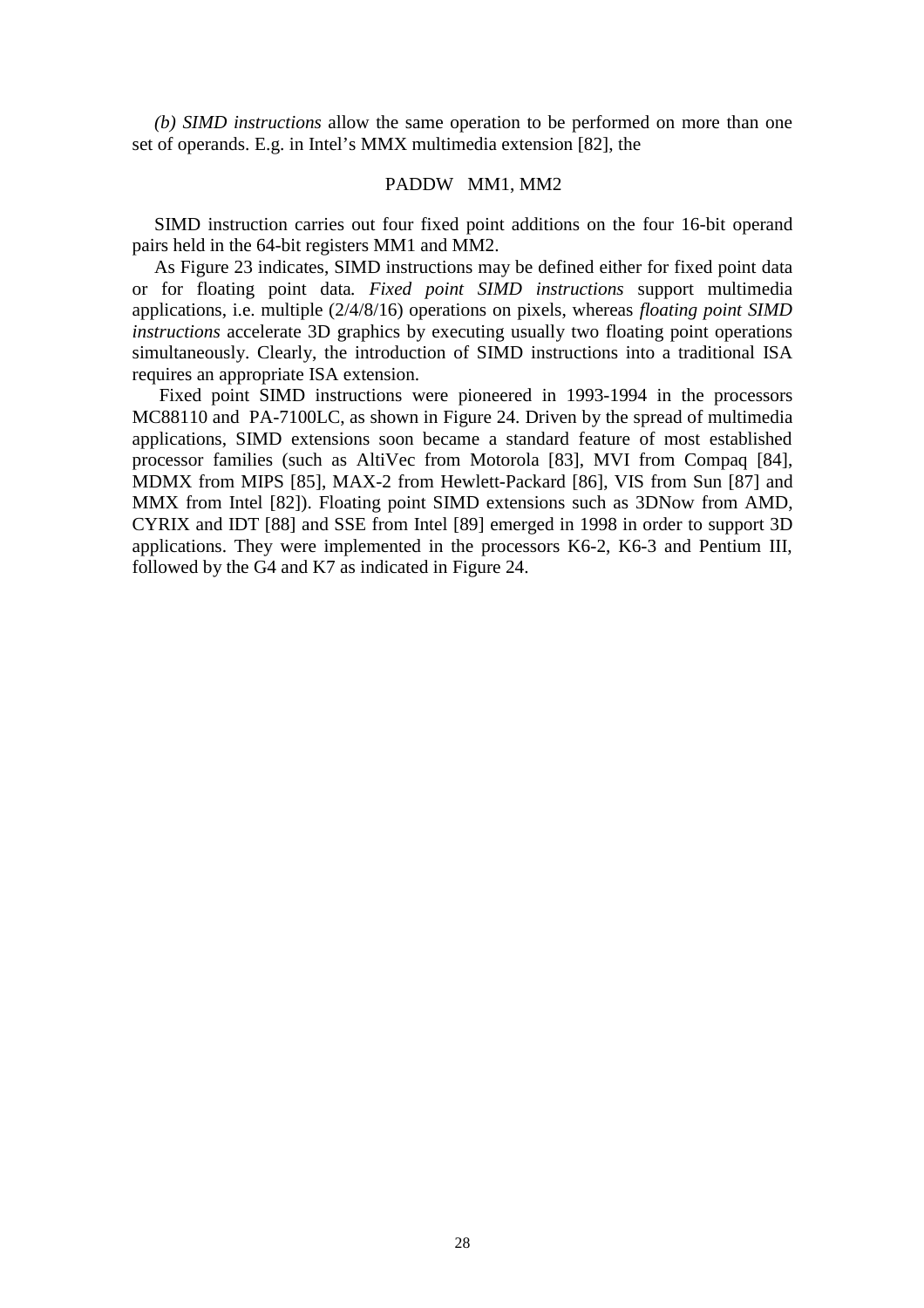*(b) SIMD instructions* allow the same operation to be performed on more than one set of operands. E.g. in Intel's MMX multimedia extension [82], the

PADDW MM1, MM2

SIMD instruction carries out four fixed point additions on the four 16-bit operand pairs held in the 64-bit registers MM1 and MM2.

As Figure 23 indicates, SIMD instructions may be defined either for fixed point data or for floating point data. *Fixed point SIMD instructions* support multimedia applications, i.e. multiple (2/4/8/16) operations on pixels, whereas *floating point SIMD instructions* accelerate 3D graphics by executing usually two floating point operations simultaneously. Clearly, the introduction of SIMD instructions into a traditional ISA requires an appropriate ISA extension.

Fixed point SIMD instructions were pioneered in 1993-1994 in the processors MC88110 and PA-7100LC, as shown in Figure 24. Driven by the spread of multimedia applications, SIMD extensions soon became a standard feature of most established processor families (such as AltiVec from Motorola [83], MVI from Compaq [84], MDMX from MIPS [85], MAX-2 from Hewlett-Packard [86], VIS from Sun [87] and MMX from Intel [82]). Floating point SIMD extensions such as 3DNow from AMD, CYRIX and IDT [88] and SSE from Intel [89] emerged in 1998 in order to support 3D applications. They were implemented in the processors K6-2, K6-3 and Pentium III, followed by the G4 and K7 as indicated in Figure 24.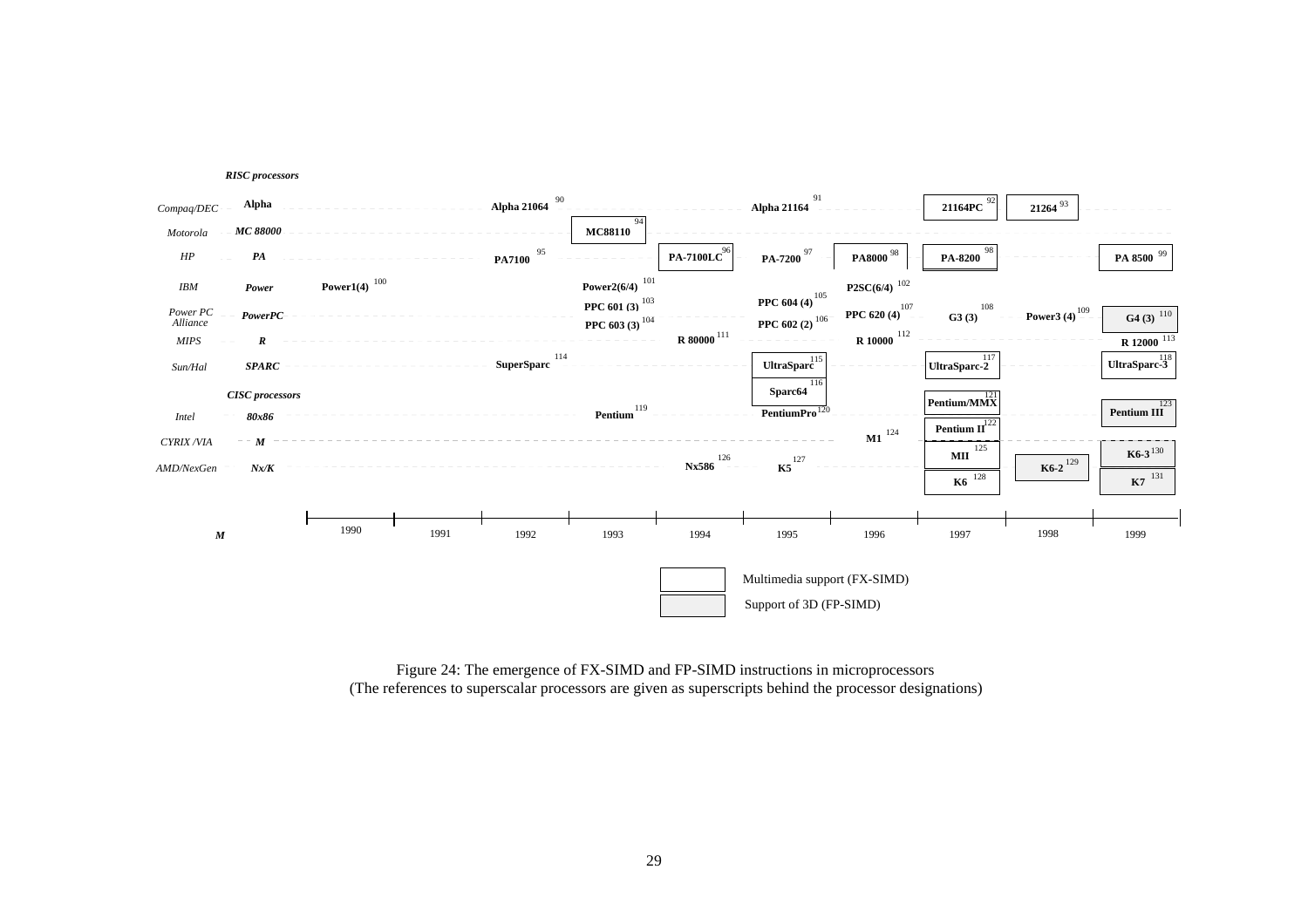**RISC processors**

| Vendor | Family | 1990 | 1991 | 1992 | 1993 | 1994 | 1995 | 1996 | 1997 | 1998 | 1999 |
|---|---|---|---|---|---|---|---|---|---|---|---|
| *Compaq/DEC* | **Alpha** | | | **Alpha 21064** [90] | | | **Alpha 21164** [91] | | **21164PC** [92] | **21264** [93] | |
| *Motorola* | ***MC 88000*** | | | | **MC88110** [94] | | | | | | |
| *HP* | ***PA*** | | | **PA7100** [95] | | **PA-7100LC** [96] | **PA-7200** [97] | **PA8000** [98] | **PA-8200** [98] | | **PA 8500** [99] |
| *IBM* | ***Power*** | **Power1(4)** [100] | | | **Power2(6/4)** [101] | | | **P2SC(6/4)** [102] | | | |
| *Power PC Alliance* | ***PowerPC*** | | | | **PPC 601 (3)** [103], **PPC 603 (3)** [104] | | **PPC 604 (4)** [105], **PPC 602 (2)** [106] | **PPC 620 (4)** [107] | **G3 (3)** [108] | **Power3 (4)** [109] | **G4 (3)** [110] |
| *MIPS* | ***R*** | | | | | **R 80000** [111] | | **R 10000** [112] | | | **R 12000** [113] |
| *Sun/Hal* | ***SPARC*** | | | **SuperSparc** [114] | | | **UltraSparc** [115], **Sparc64** [116] | | **UltraSparc-2** [117] | | **UltraSparc-3** [118] |

**CISC processors**

| Vendor | Family | 1990 | 1991 | 1992 | 1993 | 1994 | 1995 | 1996 | 1997 | 1998 | 1999 |
|---|---|---|---|---|---|---|---|---|---|---|---|
| *Intel* | ***80x86*** | | | | **Pentium** [119] | | **PentiumPro** [120] | | **Pentium/MMX** [121], **Pentium II** [122] | | **Pentium III** [123] |
| *CYRIX /VIA* | ***M*** | | | | | | | **M1** [124] | **MII** [125] | | |
| *AMD/NexGen* | ***Nx/K*** | | | | | **Nx586** [126] | **K5** [127] | | **K6** [128] | **K6-2** [129] | **K6-3** [130], **K7** [131] |

Legend: white box – Multimedia support (FX-SIMD); shaded box – Support of 3D (FP-SIMD). Shaded (FP-SIMD): G4 (3), Pentium III, K6-2, K6-3, K7. White-boxed (FX-SIMD): MC88110, PA-7100LC, PA8000, 21164PC, 21264, PA-8200, PA 8500, UltraSparc, Sparc64, UltraSparc-2, UltraSparc-3, Pentium/MMX, Pentium II, MII, K6.

Figure 24: The emergence of FX-SIMD and FP-SIMD instructions in microprocessors
(The references to superscalar processors are given as superscripts behind the processor designations)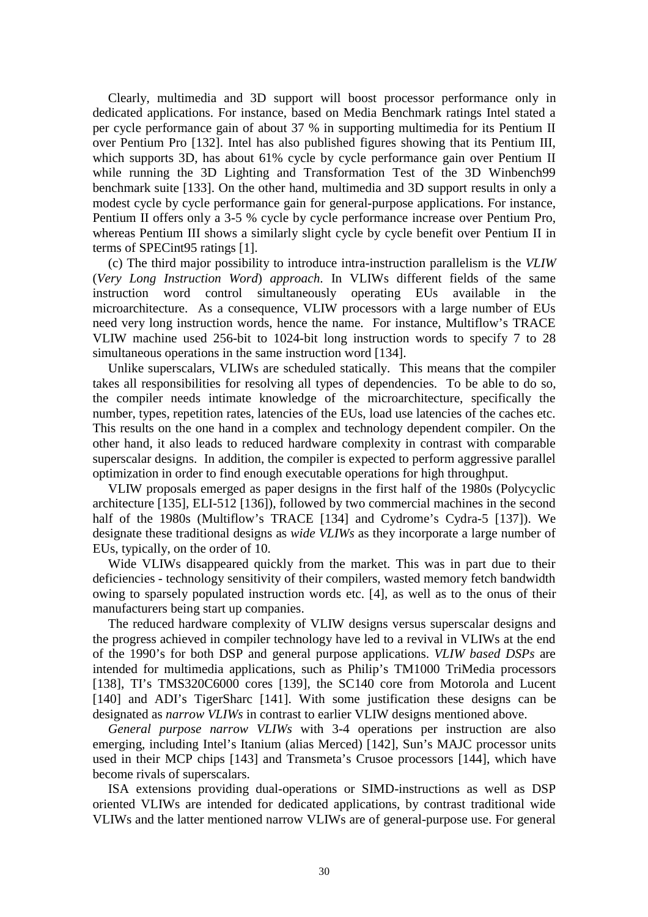Clearly, multimedia and 3D support will boost processor performance only in dedicated applications. For instance, based on Media Benchmark ratings Intel stated a per cycle performance gain of about 37 % in supporting multimedia for its Pentium II over Pentium Pro [132]. Intel has also published figures showing that its Pentium III, which supports 3D, has about 61% cycle by cycle performance gain over Pentium II while running the 3D Lighting and Transformation Test of the 3D Winbench99 benchmark suite [133]. On the other hand, multimedia and 3D support results in only a modest cycle by cycle performance gain for general-purpose applications. For instance, Pentium II offers only a 3-5 % cycle by cycle performance increase over Pentium Pro, whereas Pentium III shows a similarly slight cycle by cycle benefit over Pentium II in terms of SPECint95 ratings [1].

(c) The third major possibility to introduce intra-instruction parallelism is the *VLIW* (*Very Long Instruction Word*) *approach*. In VLIWs different fields of the same instruction word control simultaneously operating EUs available in the microarchitecture. As a consequence, VLIW processors with a large number of EUs need very long instruction words, hence the name. For instance, Multiflow's TRACE VLIW machine used 256-bit to 1024-bit long instruction words to specify 7 to 28 simultaneous operations in the same instruction word [134].

Unlike superscalars, VLIWs are scheduled statically. This means that the compiler takes all responsibilities for resolving all types of dependencies. To be able to do so, the compiler needs intimate knowledge of the microarchitecture, specifically the number, types, repetition rates, latencies of the EUs, load use latencies of the caches etc. This results on the one hand in a complex and technology dependent compiler. On the other hand, it also leads to reduced hardware complexity in contrast with comparable superscalar designs. In addition, the compiler is expected to perform aggressive parallel optimization in order to find enough executable operations for high throughput.

VLIW proposals emerged as paper designs in the first half of the 1980s (Polycyclic architecture [135], ELI-512 [136]), followed by two commercial machines in the second half of the 1980s (Multiflow's TRACE [134] and Cydrome's Cydra-5 [137]). We designate these traditional designs as *wide VLIWs* as they incorporate a large number of EUs, typically, on the order of 10.

Wide VLIWs disappeared quickly from the market. This was in part due to their deficiencies - technology sensitivity of their compilers, wasted memory fetch bandwidth owing to sparsely populated instruction words etc. [4], as well as to the onus of their manufacturers being start up companies.

The reduced hardware complexity of VLIW designs versus superscalar designs and the progress achieved in compiler technology have led to a revival in VLIWs at the end of the 1990's for both DSP and general purpose applications. *VLIW based DSPs* are intended for multimedia applications, such as Philip's TM1000 TriMedia processors [138], TI's TMS320C6000 cores [139], the SC140 core from Motorola and Lucent [140] and ADI's TigerSharc [141]. With some justification these designs can be designated as *narrow VLIWs* in contrast to earlier VLIW designs mentioned above.

*General purpose narrow VLIWs* with 3-4 operations per instruction are also emerging, including Intel's Itanium (alias Merced) [142], Sun's MAJC processor units used in their MCP chips [143] and Transmeta's Crusoe processors [144], which have become rivals of superscalars.

ISA extensions providing dual-operations or SIMD-instructions as well as DSP oriented VLIWs are intended for dedicated applications, by contrast traditional wide VLIWs and the latter mentioned narrow VLIWs are of general-purpose use. For general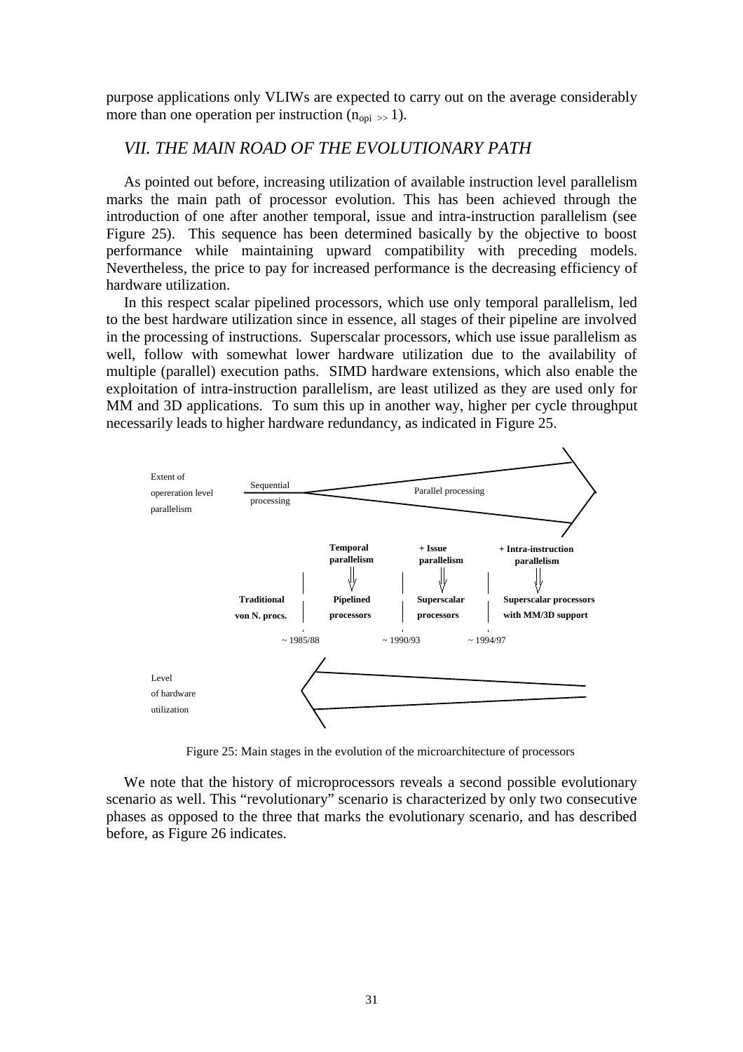purpose applications only VLIWs are expected to carry out on the average considerably more than one operation per instruction ($n_{opi} >> 1$).

## *VII. THE MAIN ROAD OF THE EVOLUTIONARY PATH*

As pointed out before, increasing utilization of available instruction level parallelism marks the main path of processor evolution. This has been achieved through the introduction of one after another temporal, issue and intra-instruction parallelism (see Figure 25). This sequence has been determined basically by the objective to boost performance while maintaining upward compatibility with preceding models. Nevertheless, the price to pay for increased performance is the decreasing efficiency of hardware utilization.

In this respect scalar pipelined processors, which use only temporal parallelism, led to the best hardware utilization since in essence, all stages of their pipeline are involved in the processing of instructions. Superscalar processors, which use issue parallelism as well, follow with somewhat lower hardware utilization due to the availability of multiple (parallel) execution paths. SIMD hardware extensions, which also enable the exploitation of intra-instruction parallelism, are least utilized as they are used only for MM and 3D applications. To sum this up in another way, higher per cycle throughput necessarily leads to higher hardware redundancy, as indicated in Figure 25.

Extent of opereration level parallelism — Sequential processing → Parallel processing

| Traditional von N. procs. | Pipelined processors | Superscalar processors | Superscalar processors with MM/3D support |
|---|---|---|---|
| | **Temporal parallelism** | **+ Issue parallelism** | **+ Intra-instruction parallelism** |
| | ~ 1985/88 | ~ 1990/93 | ~ 1994/97 |

Level of hardware utilization

Figure 25: Main stages in the evolution of the microarchitecture of processors

We note that the history of microprocessors reveals a second possible evolutionary scenario as well. This "revolutionary" scenario is characterized by only two consecutive phases as opposed to the three that marks the evolutionary scenario, and has described before, as Figure 26 indicates.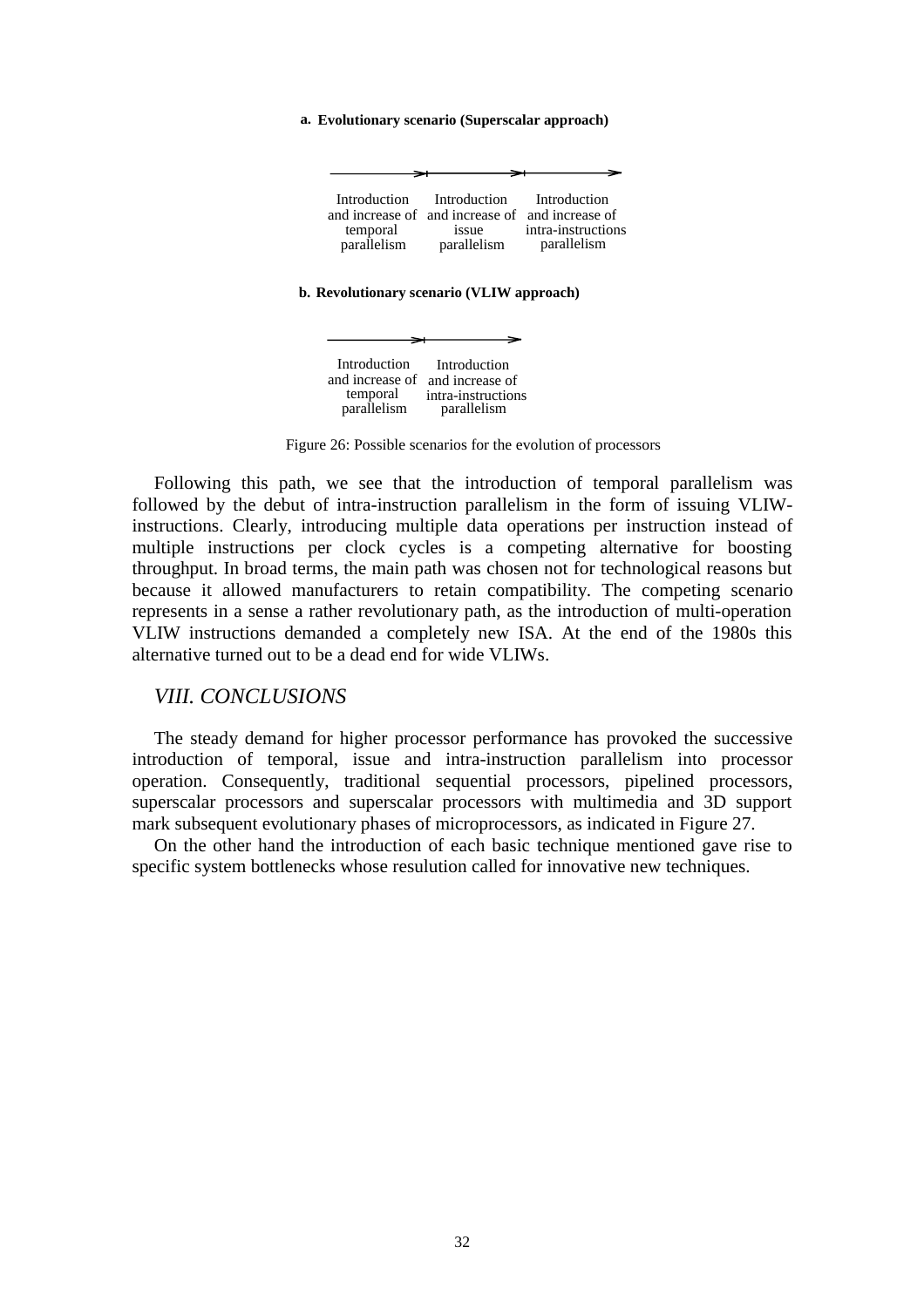**a. Evolutionary scenario (Superscalar approach)**

Introduction and increase of temporal parallelism → Introduction and increase of issue parallelism → Introduction and increase of intra-instructions parallelism

**b. Revolutionary scenario (VLIW approach)**

Introduction and increase of temporal parallelism → Introduction and increase of intra-instructions parallelism

Figure 26: Possible scenarios for the evolution of processors

Following this path, we see that the introduction of temporal parallelism was followed by the debut of intra-instruction parallelism in the form of issuing VLIW-instructions. Clearly, introducing multiple data operations per instruction instead of multiple instructions per clock cycles is a competing alternative for boosting throughput. In broad terms, the main path was chosen not for technological reasons but because it allowed manufacturers to retain compatibility. The competing scenario represents in a sense a rather revolutionary path, as the introduction of multi-operation VLIW instructions demanded a completely new ISA. At the end of the 1980s this alternative turned out to be a dead end for wide VLIWs.

## *VIII. CONCLUSIONS*

The steady demand for higher processor performance has provoked the successive introduction of temporal, issue and intra-instruction parallelism into processor operation. Consequently, traditional sequential processors, pipelined processors, superscalar processors and superscalar processors with multimedia and 3D support mark subsequent evolutionary phases of microprocessors, as indicated in Figure 27.

On the other hand the introduction of each basic technique mentioned gave rise to specific system bottlenecks whose resulution called for innovative new techniques.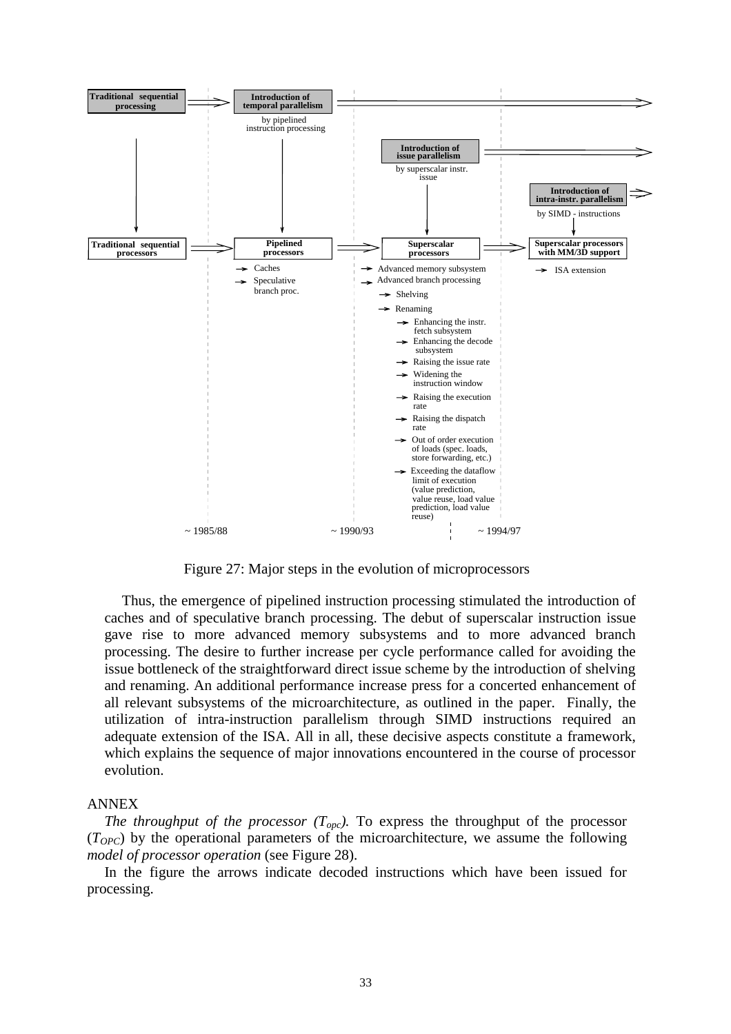Traditional sequential processing → Introduction of temporal parallelism (by pipelined instruction processing) → Introduction of issue parallelism (by superscalar instr. issue) → Introduction of intra-instr. parallelism (by SIMD - instructions)

Traditional sequential processors → Pipelined processors → Superscalar processors → Superscalar processors with MM/3D support

Pipelined processors:
- Caches
- Speculative branch proc.

Superscalar processors:
- Advanced memory subsystem
- Advanced branch processing
  - Shelving
  - Renaming
    - Enhancing the instr. fetch subsystem
    - Enhancing the decode subsystem
    - Raising the issue rate
    - Widening the instruction window
    - Raising the execution rate
    - Raising the dispatch rate
    - Out of order execution of loads (spec. loads, store forwarding, etc.)
    - Exceeding the dataflow limit of execution (value prediction, value reuse, load value prediction, load value reuse)

Superscalar processors with MM/3D support:
- ISA extension

~ 1985/88 ~ 1990/93 ~ 1994/97

Figure 27: Major steps in the evolution of microprocessors

Thus, the emergence of pipelined instruction processing stimulated the introduction of caches and of speculative branch processing. The debut of superscalar instruction issue gave rise to more advanced memory subsystems and to more advanced branch processing. The desire to further increase per cycle performance called for avoiding the issue bottleneck of the straightforward direct issue scheme by the introduction of shelving and renaming. An additional performance increase press for a concerted enhancement of all relevant subsystems of the microarchitecture, as outlined in the paper. Finally, the utilization of intra-instruction parallelism through SIMD instructions required an adequate extension of the ISA. All in all, these decisive aspects constitute a framework, which explains the sequence of major innovations encountered in the course of processor evolution.

ANNEX

*The throughput of the processor* ($T_{opc}$). To express the throughput of the processor ($T_{OPC}$) by the operational parameters of the microarchitecture, we assume the following *model of processor operation* (see Figure 28).

In the figure the arrows indicate decoded instructions which have been issued for processing.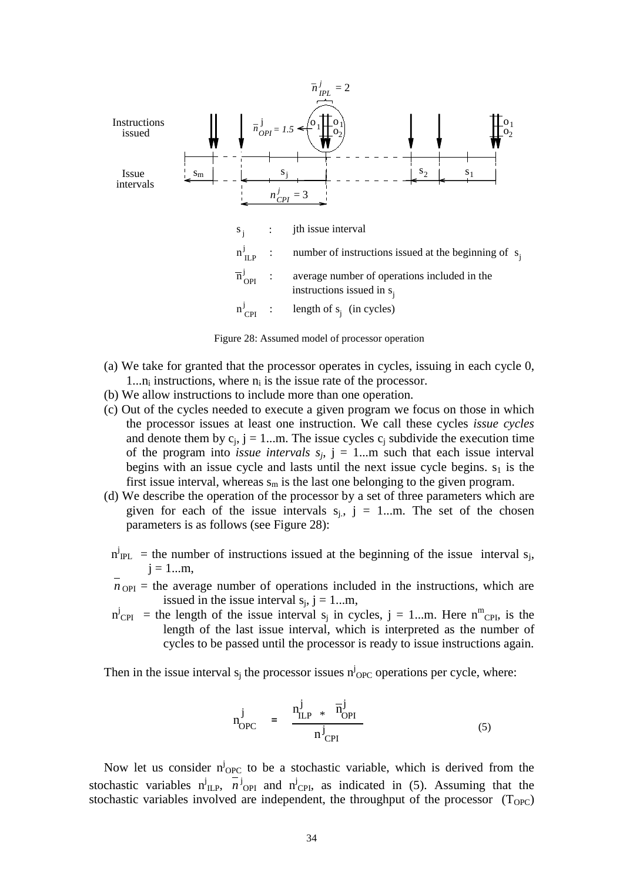Instructions issued

Issue intervals

$s_j$ : jth issue interval

$n^j_{ILP}$ : number of instructions issued at the beginning of $s_j$

$\overline{n}^j_{OPI}$ : average number of operations included in the instructions issued in $s_j$

$n^j_{CPI}$ : length of $s_j$ (in cycles)

Figure 28: Assumed model of processor operation

(a) We take for granted that the processor operates in cycles, issuing in each cycle 0, $1...n_i$ instructions, where $n_i$ is the issue rate of the processor.

(b) We allow instructions to include more than one operation.

(c) Out of the cycles needed to execute a given program we focus on those in which the processor issues at least one instruction. We call these cycles *issue cycles* and denote them by $c_j$, $j = 1...m$. The issue cycles $c_j$ subdivide the execution time of the program into *issue intervals* $s_j$, $j = 1...m$ such that each issue interval begins with an issue cycle and lasts until the next issue cycle begins. $s_1$ is the first issue interval, whereas $s_m$ is the last one belonging to the given program.

(d) We describe the operation of the processor by a set of three parameters which are given for each of the issue intervals $s_j$, $j = 1...m$. The set of the chosen parameters is as follows (see Figure 28):

$n^j_{IPL}$ = the number of instructions issued at the beginning of the issue interval $s_j$, $j = 1...m$,

$\overline{n}_{OPI}$ = the average number of operations included in the instructions, which are issued in the issue interval $s_j$, $j = 1...m$,

$n^j_{CPI}$ = the length of the issue interval $s_j$ in cycles, $j = 1...m$. Here $n^m_{CPI}$, is the length of the last issue interval, which is interpreted as the number of cycles to be passed until the processor is ready to issue instructions again.

Then in the issue interval $s_j$ the processor issues $n^j_{OPC}$ operations per cycle, where:

$$n^j_{OPC} = \frac{n^j_{ILP} * \overline{n}^j_{OPI}}{n^j_{CPI}} \tag{5}$$

Now let us consider $n^j_{OPC}$ to be a stochastic variable, which is derived from the stochastic variables $n^j_{ILP}$, $\overline{n}^j_{OPI}$ and $n^j_{CPI}$, as indicated in (5). Assuming that the stochastic variables involved are independent, the throughput of the processor ($T_{OPC}$)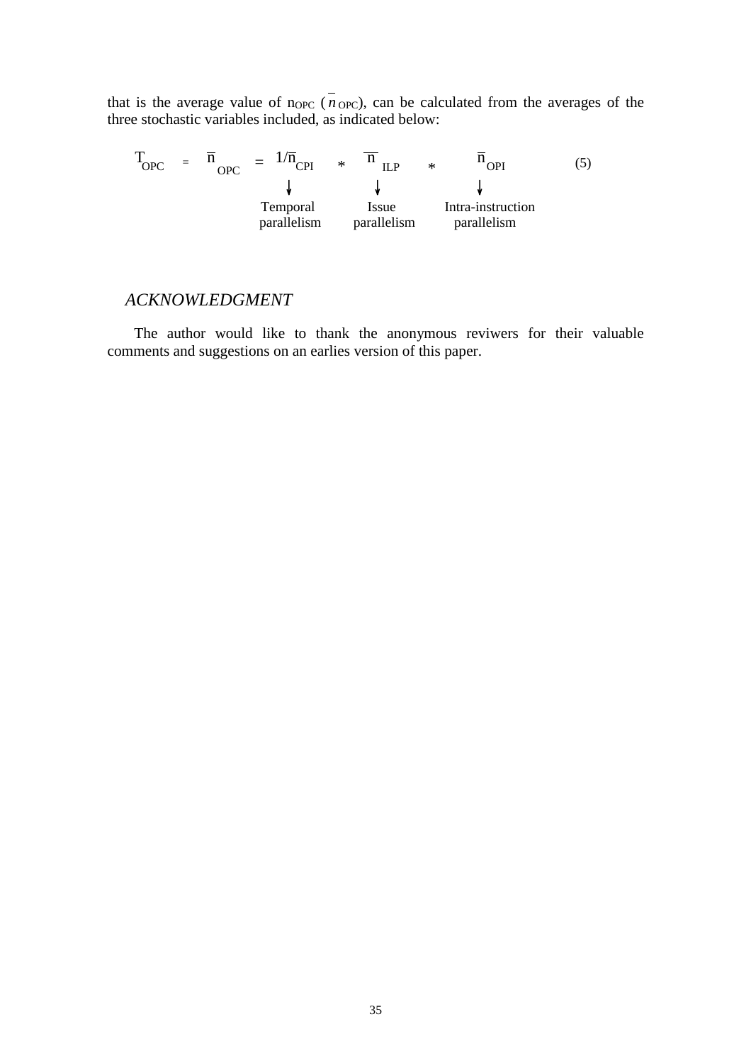that is the average value of $n_{OPC}$ ($\overline{n}_{OPC}$), can be calculated from the averages of the three stochastic variables included, as indicated below:

$$T_{OPC} = \overline{n}_{OPC} = 1/\overline{n}_{CPI} * \overline{n}_{ILP} * \overline{n}_{OPI} \qquad (5)$$

$1/\overline{n}_{CPI}$ → Temporal parallelism; $\overline{n}_{ILP}$ → Issue parallelism; $\overline{n}_{OPI}$ → Intra-instruction parallelism

## *ACKNOWLEDGMENT*

The author would like to thank the anonymous reviwers for their valuable comments and suggestions on an earlies version of this paper.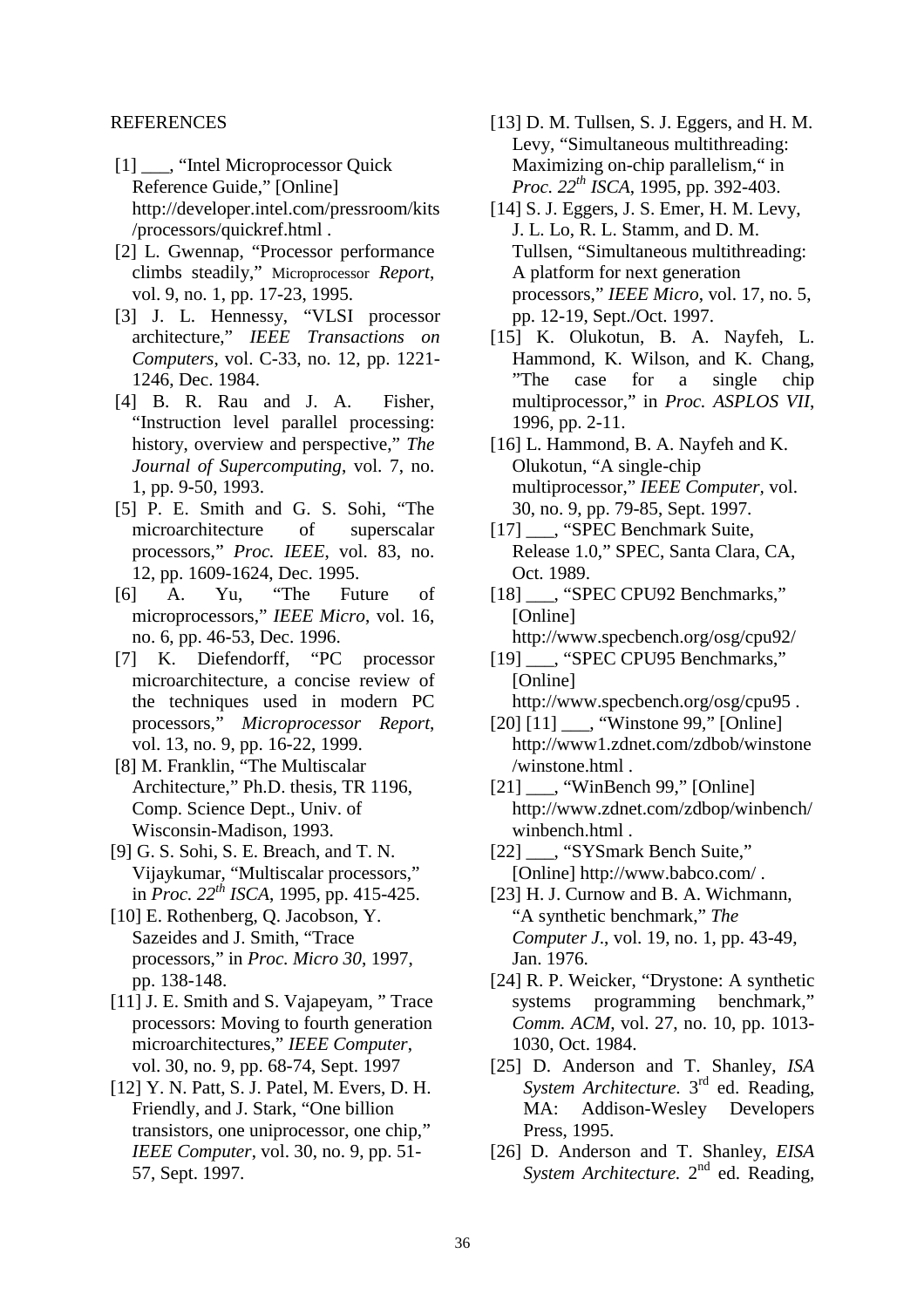## REFERENCES

[1] ___, "Intel Microprocessor Quick Reference Guide," [Online] http://developer.intel.com/pressroom/kits/processors/quickref.html .

[2] L. Gwennap, "Processor performance climbs steadily," Microprocessor *Report*, vol. 9, no. 1, pp. 17-23, 1995.

[3] J. L. Hennessy, "VLSI processor architecture," *IEEE Transactions on Computers*, vol. C-33, no. 12, pp. 1221-1246, Dec. 1984.

[4] B. R. Rau and J. A. Fisher, "Instruction level parallel processing: history, overview and perspective," *The Journal of Supercomputing*, vol. 7, no. 1, pp. 9-50, 1993.

[5] P. E. Smith and G. S. Sohi, "The microarchitecture of superscalar processors," *Proc. IEEE*, vol. 83, no. 12, pp. 1609-1624, Dec. 1995.

[6] A. Yu, "The Future of microprocessors," *IEEE Micro*, vol. 16, no. 6, pp. 46-53, Dec. 1996.

[7] K. Diefendorff, "PC processor microarchitecture, a concise review of the techniques used in modern PC processors," *Microprocessor Report*, vol. 13, no. 9, pp. 16-22, 1999.

[8] M. Franklin, "The Multiscalar Architecture," Ph.D. thesis, TR 1196, Comp. Science Dept., Univ. of Wisconsin-Madison, 1993.

[9] G. S. Sohi, S. E. Breach, and T. N. Vijaykumar, "Multiscalar processors," in *Proc. 22nd ISCA*, 1995, pp. 415-425.

[10] E. Rothenberg, Q. Jacobson, Y. Sazeides and J. Smith, "Trace processors," in *Proc. Micro 30*, 1997, pp. 138-148.

[11] J. E. Smith and S. Vajapeyam, " Trace processors: Moving to fourth generation microarchitectures," *IEEE Computer*, vol. 30, no. 9, pp. 68-74, Sept. 1997

[12] Y. N. Patt, S. J. Patel, M. Evers, D. H. Friendly, and J. Stark, "One billion transistors, one uniprocessor, one chip," *IEEE Computer*, vol. 30, no. 9, pp. 51-57, Sept. 1997.

[13] D. M. Tullsen, S. J. Eggers, and H. M. Levy, "Simultaneous multithreading: Maximizing on-chip parallelism," in *Proc. 22nd ISCA*, 1995, pp. 392-403.

[14] S. J. Eggers, J. S. Emer, H. M. Levy, J. L. Lo, R. L. Stamm, and D. M. Tullsen, "Simultaneous multithreading: A platform for next generation processors," *IEEE Micro*, vol. 17, no. 5, pp. 12-19, Sept./Oct. 1997.

[15] K. Olukotun, B. A. Nayfeh, L. Hammond, K. Wilson, and K. Chang, "The case for a single chip multiprocessor," in *Proc. ASPLOS VII*, 1996, pp. 2-11.

[16] L. Hammond, B. A. Nayfeh and K. Olukotun, "A single-chip multiprocessor," *IEEE Computer*, vol. 30, no. 9, pp. 79-85, Sept. 1997.

[17] ___, "SPEC Benchmark Suite, Release 1.0," SPEC, Santa Clara, CA, Oct. 1989.

[18] ___, "SPEC CPU92 Benchmarks," [Online] http://www.specbench.org/osg/cpu92/

[19] ___, "SPEC CPU95 Benchmarks," [Online] http://www.specbench.org/osg/cpu95 .

[20] [11] ___, "Winstone 99," [Online] http://www1.zdnet.com/zdbob/winstone/winstone.html .

[21] ___, "WinBench 99," [Online] http://www.zdnet.com/zdbop/winbench/winbench.html .

[22] ___, "SYSmark Bench Suite," [Online] http://www.babco.com/ .

[23] H. J. Curnow and B. A. Wichmann, "A synthetic benchmark," *The Computer J.*, vol. 19, no. 1, pp. 43-49, Jan. 1976.

[24] R. P. Weicker, "Drystone: A synthetic systems programming benchmark," *Comm. ACM*, vol. 27, no. 10, pp. 1013-1030, Oct. 1984.

[25] D. Anderson and T. Shanley, *ISA System Architecture.* 3rd ed. Reading, MA: Addison-Wesley Developers Press, 1995.

[26] D. Anderson and T. Shanley, *EISA System Architecture.* 2nd ed. Reading,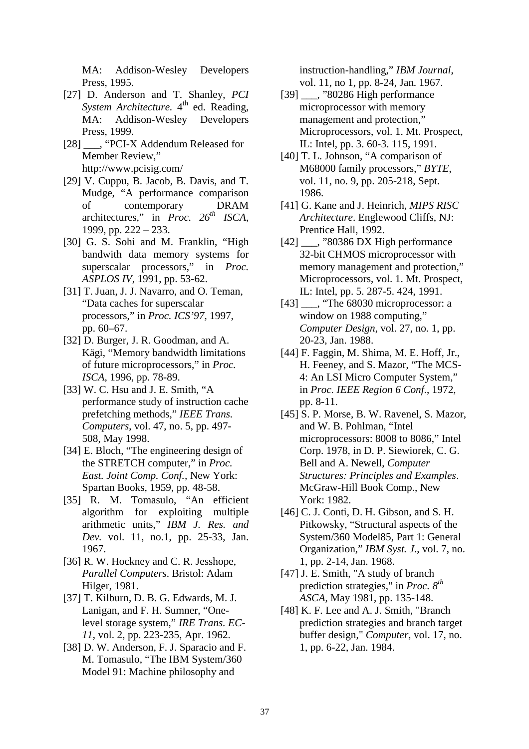MA: Addison-Wesley Developers Press, 1995.

[27] D. Anderson and T. Shanley, *PCI System Architecture.* 4th ed. Reading, MA: Addison-Wesley Developers Press, 1999.

[28] ___, "PCI-X Addendum Released for Member Review," http://www.pcisig.com/

[29] V. Cuppu, B. Jacob, B. Davis, and T. Mudge, "A performance comparison of contemporary DRAM architectures," in *Proc. 26th ISCA*, 1999, pp. 222 – 233.

[30] G. S. Sohi and M. Franklin, "High bandwith data memory systems for superscalar processors," in *Proc. ASPLOS IV*, 1991, pp. 53-62.

[31] T. Juan, J. J. Navarro, and O. Teman, "Data caches for superscalar processors," in *Proc. ICS'97*, 1997, pp. 60–67.

[32] D. Burger, J. R. Goodman, and A. Kägi, "Memory bandwidth limitations of future microprocessors," in *Proc. ISCA*, 1996, pp. 78-89.

[33] W. C. Hsu and J. E. Smith, "A performance study of instruction cache prefetching methods," *IEEE Trans. Computers*, vol. 47, no. 5, pp. 497-508, May 1998.

[34] E. Bloch, "The engineering design of the STRETCH computer," in *Proc. East. Joint Comp. Conf.*, New York: Spartan Books, 1959, pp. 48-58.

[35] R. M. Tomasulo, "An efficient algorithm for exploiting multiple arithmetic units," *IBM J. Res. and Dev.* vol. 11, no.1, pp. 25-33, Jan. 1967.

[36] R. W. Hockney and C. R. Jesshope, *Parallel Computers*. Bristol: Adam Hilger, 1981.

[37] T. Kilburn, D. B. G. Edwards, M. J. Lanigan, and F. H. Sumner, "One-level storage system," *IRE Trans. EC-11*, vol. 2, pp. 223-235, Apr. 1962.

[38] D. W. Anderson, F. J. Sparacio and F. M. Tomasulo, "The IBM System/360 Model 91: Machine philosophy and instruction-handling," *IBM Journal*, vol. 11, no 1, pp. 8-24, Jan. 1967.

[39] ___, "80286 High performance microprocessor with memory management and protection," Microprocessors, vol. 1. Mt. Prospect, IL: Intel, pp. 3. 60-3. 115, 1991.

[40] T. L. Johnson, "A comparison of M68000 family processors," *BYTE*, vol. 11, no. 9, pp. 205-218, Sept. 1986.

[41] G. Kane and J. Heinrich, *MIPS RISC Architecture*. Englewood Cliffs, NJ: Prentice Hall, 1992.

[42] ___, "80386 DX High performance 32-bit CHMOS microprocessor with memory management and protection," Microprocessors, vol. 1. Mt. Prospect, IL: Intel, pp. 5. 287-5. 424, 1991.

[43] ___, "The 68030 microprocessor: a window on 1988 computing," *Computer Design*, vol. 27, no. 1, pp. 20-23, Jan. 1988.

[44] F. Faggin, M. Shima, M. E. Hoff, Jr., H. Feeney, and S. Mazor, "The MCS-4: An LSI Micro Computer System," in *Proc. IEEE Region 6 Conf.*, 1972, pp. 8-11.

[45] S. P. Morse, B. W. Ravenel, S. Mazor, and W. B. Pohlman, "Intel microprocessors: 8008 to 8086," Intel Corp. 1978, in D. P. Siewiorek, C. G. Bell and A. Newell, *Computer Structures: Principles and Examples*. McGraw-Hill Book Comp., New York: 1982.

[46] C. J. Conti, D. H. Gibson, and S. H. Pitkowsky, "Structural aspects of the System/360 Model85, Part 1: General Organization," *IBM Syst. J.*, vol. 7, no. 1, pp. 2-14, Jan. 1968.

[47] J. E. Smith, "A study of branch prediction strategies," in *Proc. 8th ASCA*, May 1981, pp. 135-148.

[48] K. F. Lee and A. J. Smith, "Branch prediction strategies and branch target buffer design," *Computer*, vol. 17, no. 1, pp. 6-22, Jan. 1984.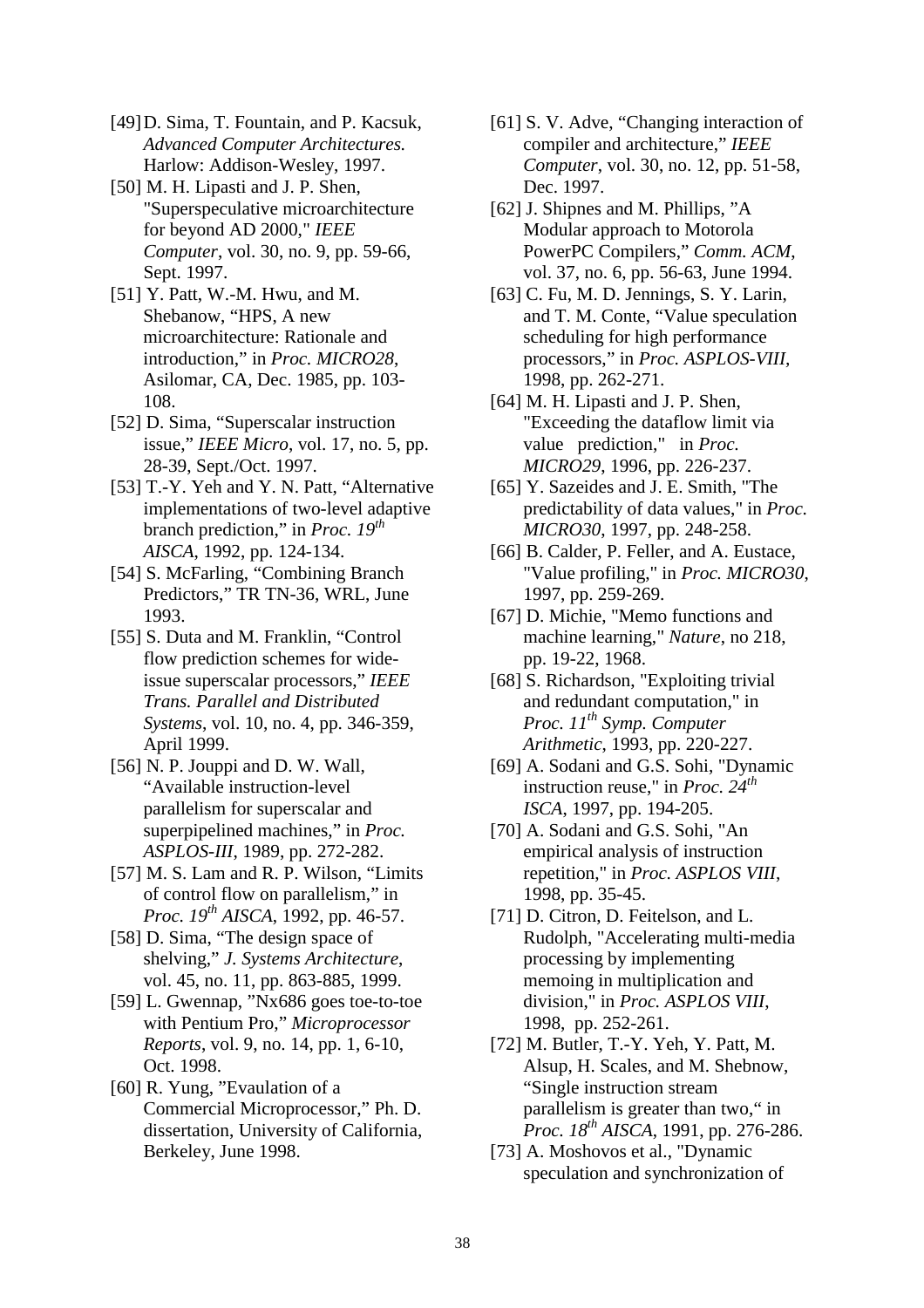[49] D. Sima, T. Fountain, and P. Kacsuk, *Advanced Computer Architectures.* Harlow: Addison-Wesley, 1997.

[50] M. H. Lipasti and J. P. Shen, "Superspeculative microarchitecture for beyond AD 2000," *IEEE Computer*, vol. 30, no. 9, pp. 59-66, Sept. 1997.

[51] Y. Patt, W.-M. Hwu, and M. Shebanow, "HPS, A new microarchitecture: Rationale and introduction," in *Proc. MICRO28*, Asilomar, CA, Dec. 1985, pp. 103-108.

[52] D. Sima, "Superscalar instruction issue," *IEEE Micro*, vol. 17, no. 5, pp. 28-39, Sept./Oct. 1997.

[53] T.-Y. Yeh and Y. N. Patt, "Alternative implementations of two-level adaptive branch prediction," in *Proc. 19th AISCA*, 1992, pp. 124-134.

[54] S. McFarling, "Combining Branch Predictors," TR TN-36, WRL, June 1993.

[55] S. Duta and M. Franklin, "Control flow prediction schemes for wide-issue superscalar processors," *IEEE Trans. Parallel and Distributed Systems*, vol. 10, no. 4, pp. 346-359, April 1999.

[56] N. P. Jouppi and D. W. Wall, "Available instruction-level parallelism for superscalar and superpipelined machines," in *Proc. ASPLOS-III*, 1989, pp. 272-282.

[57] M. S. Lam and R. P. Wilson, "Limits of control flow on parallelism," in *Proc. 19th AISCA*, 1992, pp. 46-57.

[58] D. Sima, "The design space of shelving," *J. Systems Architecture*, vol. 45, no. 11, pp. 863-885, 1999.

[59] L. Gwennap, "Nx686 goes toe-to-toe with Pentium Pro," *Microprocessor Reports*, vol. 9, no. 14, pp. 1, 6-10, Oct. 1998.

[60] R. Yung, "Evaulation of a Commercial Microprocessor," Ph. D. dissertation, University of California, Berkeley, June 1998.

[61] S. V. Adve, "Changing interaction of compiler and architecture," *IEEE Computer*, vol. 30, no. 12, pp. 51-58, Dec. 1997.

[62] J. Shipnes and M. Phillips, "A Modular approach to Motorola PowerPC Compilers," *Comm. ACM*, vol. 37, no. 6, pp. 56-63, June 1994.

[63] C. Fu, M. D. Jennings, S. Y. Larin, and T. M. Conte, "Value speculation scheduling for high performance processors," in *Proc. ASPLOS-VIII*, 1998, pp. 262-271.

[64] M. H. Lipasti and J. P. Shen, "Exceeding the dataflow limit via value prediction," in *Proc. MICRO29*, 1996, pp. 226-237.

[65] Y. Sazeides and J. E. Smith, "The predictability of data values," in *Proc. MICRO30*, 1997, pp. 248-258.

[66] B. Calder, P. Feller, and A. Eustace, "Value profiling," in *Proc. MICRO30*, 1997, pp. 259-269.

[67] D. Michie, "Memo functions and machine learning," *Nature*, no 218, pp. 19-22, 1968.

[68] S. Richardson, "Exploiting trivial and redundant computation," in *Proc. 11th Symp. Computer Arithmetic*, 1993, pp. 220-227.

[69] A. Sodani and G.S. Sohi, "Dynamic instruction reuse," in *Proc. 24th ISCA*, 1997, pp. 194-205.

[70] A. Sodani and G.S. Sohi, "An empirical analysis of instruction repetition," in *Proc. ASPLOS VIII*, 1998, pp. 35-45.

[71] D. Citron, D. Feitelson, and L. Rudolph, "Accelerating multi-media processing by implementing memoing in multiplication and division," in *Proc. ASPLOS VIII*, 1998, pp. 252-261.

[72] M. Butler, T.-Y. Yeh, Y. Patt, M. Alsup, H. Scales, and M. Shebnow, "Single instruction stream parallelism is greater than two," in *Proc. 18th AISCA*, 1991, pp. 276-286.

[73] A. Moshovos et al., "Dynamic speculation and synchronization of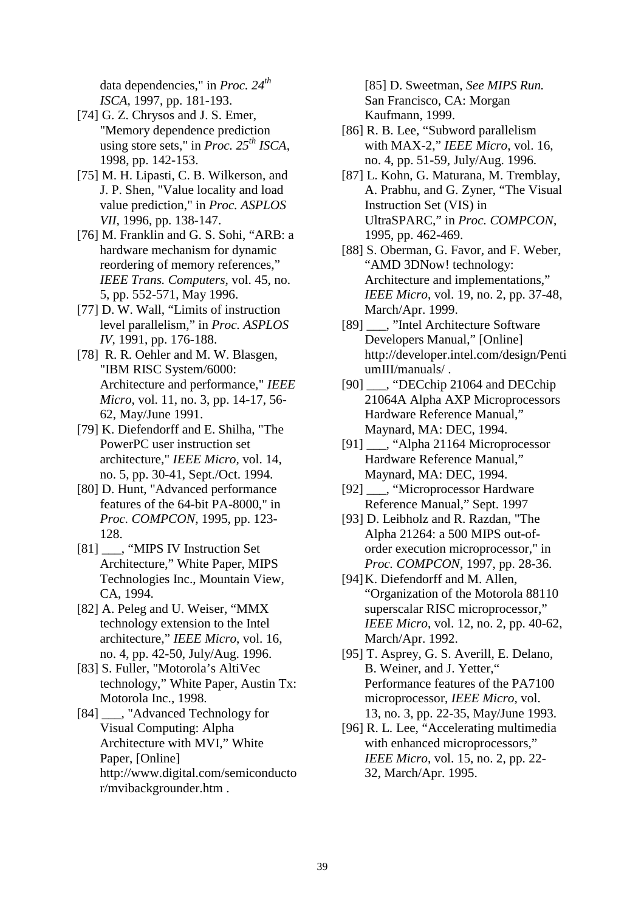data dependencies," in *Proc. 24th ISCA*, 1997, pp. 181-193.

[74] G. Z. Chrysos and J. S. Emer, "Memory dependence prediction using store sets," in *Proc. 25th ISCA*, 1998, pp. 142-153.

[75] M. H. Lipasti, C. B. Wilkerson, and J. P. Shen, "Value locality and load value prediction," in *Proc. ASPLOS VII*, 1996, pp. 138-147.

[76] M. Franklin and G. S. Sohi, "ARB: a hardware mechanism for dynamic reordering of memory references," *IEEE Trans. Computers*, vol. 45, no. 5, pp. 552-571, May 1996.

[77] D. W. Wall, "Limits of instruction level parallelism," in *Proc. ASPLOS IV*, 1991, pp. 176-188.

[78] R. R. Oehler and M. W. Blasgen, "IBM RISC System/6000: Architecture and performance," *IEEE Micro*, vol. 11, no. 3, pp. 14-17, 56-62, May/June 1991.

[79] K. Diefendorff and E. Shilha, "The PowerPC user instruction set architecture," *IEEE Micro*, vol. 14, no. 5, pp. 30-41, Sept./Oct. 1994.

[80] D. Hunt, "Advanced performance features of the 64-bit PA-8000," in *Proc. COMPCON*, 1995, pp. 123-128.

[81] ___, "MIPS IV Instruction Set Architecture," White Paper, MIPS Technologies Inc., Mountain View, CA, 1994.

[82] A. Peleg and U. Weiser, "MMX technology extension to the Intel architecture," *IEEE Micro*, vol. 16, no. 4, pp. 42-50, July/Aug. 1996.

[83] S. Fuller, "Motorola's AltiVec technology," White Paper, Austin Tx: Motorola Inc., 1998.

[84] ___, "Advanced Technology for Visual Computing: Alpha Architecture with MVI," White Paper, [Online] http://www.digital.com/semiconductor/mvibackgrounder.htm .

[85] D. Sweetman, *See MIPS Run.* San Francisco, CA: Morgan Kaufmann, 1999.

[86] R. B. Lee, "Subword parallelism with MAX-2," *IEEE Micro*, vol. 16, no. 4, pp. 51-59, July/Aug. 1996.

[87] L. Kohn, G. Maturana, M. Tremblay, A. Prabhu, and G. Zyner, "The Visual Instruction Set (VIS) in UltraSPARC," in *Proc. COMPCON*, 1995, pp. 462-469.

[88] S. Oberman, G. Favor, and F. Weber, "AMD 3DNow! technology: Architecture and implementations," *IEEE Micro*, vol. 19, no. 2, pp. 37-48, March/Apr. 1999.

[89] ___, "Intel Architecture Software Developers Manual," [Online] http://developer.intel.com/design/PentiumIII/manuals/ .

[90] ___, "DECchip 21064 and DECchip 21064A Alpha AXP Microprocessors Hardware Reference Manual," Maynard, MA: DEC, 1994.

[91] ___, "Alpha 21164 Microprocessor Hardware Reference Manual," Maynard, MA: DEC, 1994.

[92] ___, "Microprocessor Hardware Reference Manual," Sept. 1997

[93] D. Leibholz and R. Razdan, "The Alpha 21264: a 500 MIPS out-of-order execution microprocessor," in *Proc. COMPCON*, 1997, pp. 28-36.

[94] K. Diefendorff and M. Allen, "Organization of the Motorola 88110 superscalar RISC microprocessor," *IEEE Micro*, vol. 12, no. 2, pp. 40-62, March/Apr. 1992.

[95] T. Asprey, G. S. Averill, E. Delano, B. Weiner, and J. Yetter," Performance features of the PA7100 microprocessor, *IEEE Micro*, vol. 13, no. 3, pp. 22-35, May/June 1993.

[96] R. L. Lee, "Accelerating multimedia with enhanced microprocessors," *IEEE Micro*, vol. 15, no. 2, pp. 22-32, March/Apr. 1995.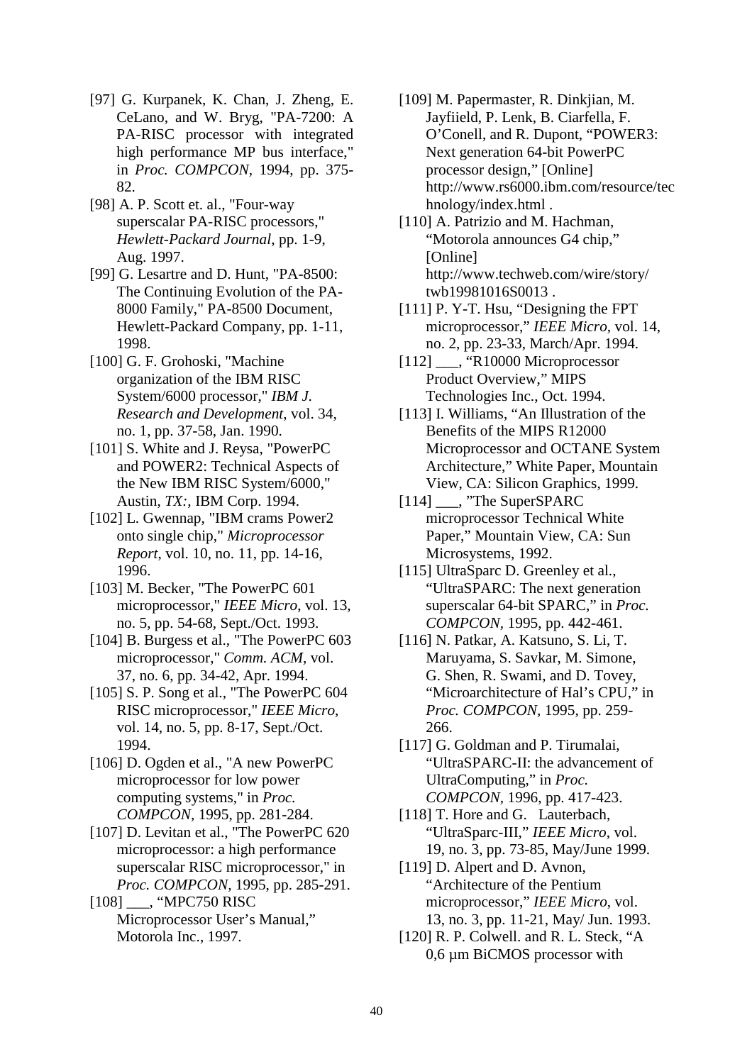[97] G. Kurpanek, K. Chan, J. Zheng, E. CeLano, and W. Bryg, "PA-7200: A PA-RISC processor with integrated high performance MP bus interface," in *Proc. COMPCON*, 1994, pp. 375-82.

[98] A. P. Scott et. al., "Four-way superscalar PA-RISC processors," *Hewlett-Packard Journal*, pp. 1-9, Aug. 1997.

[99] G. Lesartre and D. Hunt, "PA-8500: The Continuing Evolution of the PA-8000 Family," PA-8500 Document, Hewlett-Packard Company, pp. 1-11, 1998.

[100] G. F. Grohoski, "Machine organization of the IBM RISC System/6000 processor," *IBM J. Research and Development*, vol. 34, no. 1, pp. 37-58, Jan. 1990.

[101] S. White and J. Reysa, "PowerPC and POWER2: Technical Aspects of the New IBM RISC System/6000," Austin, *TX:*, IBM Corp. 1994.

[102] L. Gwennap, "IBM crams Power2 onto single chip," *Microprocessor Report*, vol. 10, no. 11, pp. 14-16, 1996.

[103] M. Becker, "The PowerPC 601 microprocessor," *IEEE Micro*, vol. 13, no. 5, pp. 54-68, Sept./Oct. 1993.

[104] B. Burgess et al., "The PowerPC 603 microprocessor," *Comm. ACM*, vol. 37, no. 6, pp. 34-42, Apr. 1994.

[105] S. P. Song et al., "The PowerPC 604 RISC microprocessor," *IEEE Micro*, vol. 14, no. 5, pp. 8-17, Sept./Oct. 1994.

[106] D. Ogden et al., "A new PowerPC microprocessor for low power computing systems," in *Proc. COMPCON*, 1995, pp. 281-284.

[107] D. Levitan et al., "The PowerPC 620 microprocessor: a high performance superscalar RISC microprocessor," in *Proc. COMPCON*, 1995, pp. 285-291.

[108] ___, "MPC750 RISC Microprocessor User's Manual," Motorola Inc., 1997.

[109] M. Papermaster, R. Dinkjian, M. Jayfiield, P. Lenk, B. Ciarfella, F. O'Conell, and R. Dupont, "POWER3: Next generation 64-bit PowerPC processor design," [Online] http://www.rs6000.ibm.com/resource/technology/index.html .

[110] A. Patrizio and M. Hachman, "Motorola announces G4 chip," [Online] http://www.techweb.com/wire/story/twb19981016S0013 .

[111] P. Y-T. Hsu, "Designing the FPT microprocessor," *IEEE Micro*, vol. 14, no. 2, pp. 23-33, March/Apr. 1994.

[112] ___, "R10000 Microprocessor Product Overview," MIPS Technologies Inc., Oct. 1994.

[113] I. Williams, "An Illustration of the Benefits of the MIPS R12000 Microprocessor and OCTANE System Architecture," White Paper, Mountain View, CA: Silicon Graphics, 1999.

[114] ___, "The SuperSPARC microprocessor Technical White Paper," Mountain View, CA: Sun Microsystems, 1992.

[115] UltraSparc D. Greenley et al., "UltraSPARC: The next generation superscalar 64-bit SPARC," in *Proc. COMPCON*, 1995, pp. 442-461.

[116] N. Patkar, A. Katsuno, S. Li, T. Maruyama, S. Savkar, M. Simone, G. Shen, R. Swami, and D. Tovey, "Microarchitecture of Hal's CPU," in *Proc. COMPCON*, 1995, pp. 259-266.

[117] G. Goldman and P. Tirumalai, "UltraSPARC-II: the advancement of UltraComputing," in *Proc. COMPCON*, 1996, pp. 417-423.

[118] T. Hore and G. Lauterbach, "UltraSparc-III," *IEEE Micro*, vol. 19, no. 3, pp. 73-85, May/June 1999.

[119] D. Alpert and D. Avnon, "Architecture of the Pentium microprocessor," *IEEE Micro*, vol. 13, no. 3, pp. 11-21, May/ Jun. 1993.

[120] R. P. Colwell. and R. L. Steck, "A 0,6 µm BiCMOS processor with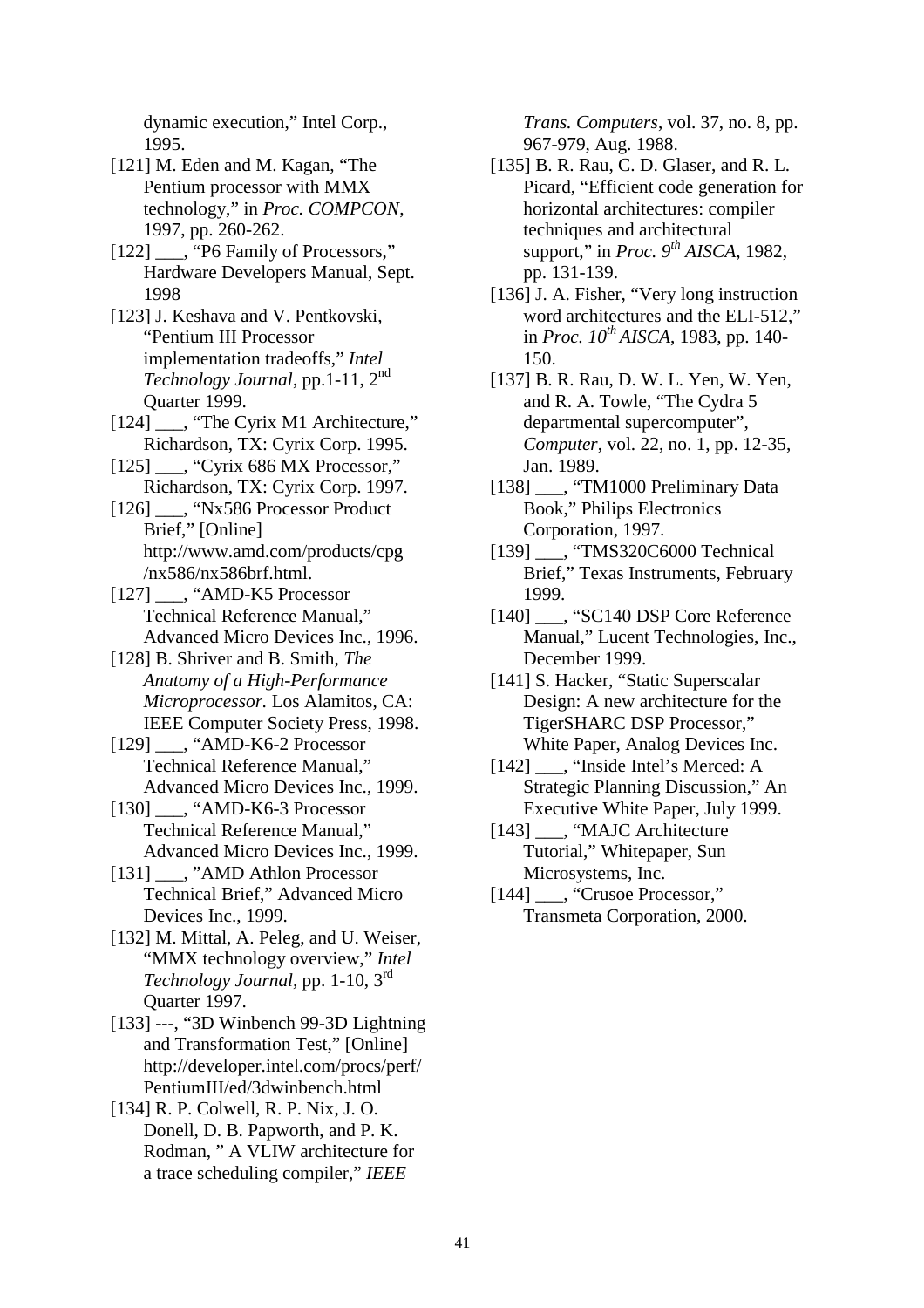dynamic execution," Intel Corp., 1995.

[121] M. Eden and M. Kagan, "The Pentium processor with MMX technology," in *Proc. COMPCON*, 1997, pp. 260-262.

[122] ___, "P6 Family of Processors," Hardware Developers Manual, Sept. 1998

[123] J. Keshava and V. Pentkovski, "Pentium III Processor implementation tradeoffs," *Intel Technology Journal*, pp.1-11, 2nd Quarter 1999.

[124] ___, "The Cyrix M1 Architecture," Richardson, TX: Cyrix Corp. 1995.

[125] ___, "Cyrix 686 MX Processor," Richardson, TX: Cyrix Corp. 1997.

[126] ___, "Nx586 Processor Product Brief," [Online] http://www.amd.com/products/cpg/nx586/nx586brf.html.

[127] ___, "AMD-K5 Processor Technical Reference Manual," Advanced Micro Devices Inc., 1996.

[128] B. Shriver and B. Smith, *The Anatomy of a High-Performance Microprocessor.* Los Alamitos, CA: IEEE Computer Society Press, 1998.

[129] ___, "AMD-K6-2 Processor Technical Reference Manual," Advanced Micro Devices Inc., 1999.

[130] ___, "AMD-K6-3 Processor Technical Reference Manual," Advanced Micro Devices Inc., 1999.

[131] ___, "AMD Athlon Processor Technical Brief," Advanced Micro Devices Inc., 1999.

[132] M. Mittal, A. Peleg, and U. Weiser, "MMX technology overview," *Intel Technology Journal*, pp. 1-10, 3rd Quarter 1997.

[133] ---, "3D Winbench 99-3D Lightning and Transformation Test," [Online] http://developer.intel.com/procs/perf/PentiumIII/ed/3dwinbench.html

[134] R. P. Colwell, R. P. Nix, J. O. Donell, D. B. Papworth, and P. K. Rodman, " A VLIW architecture for a trace scheduling compiler," *IEEE Trans. Computers*, vol. 37, no. 8, pp. 967-979, Aug. 1988.

[135] B. R. Rau, C. D. Glaser, and R. L. Picard, "Efficient code generation for horizontal architectures: compiler techniques and architectural support," in *Proc. 9th AISCA*, 1982, pp. 131-139.

[136] J. A. Fisher, "Very long instruction word architectures and the ELI-512," in *Proc. 10th AISCA*, 1983, pp. 140-150.

[137] B. R. Rau, D. W. L. Yen, W. Yen, and R. A. Towle, "The Cydra 5 departmental supercomputer", *Computer*, vol. 22, no. 1, pp. 12-35, Jan. 1989.

[138] ___, "TM1000 Preliminary Data Book," Philips Electronics Corporation, 1997.

[139] ___, "TMS320C6000 Technical Brief," Texas Instruments, February 1999.

[140] ___, "SC140 DSP Core Reference Manual," Lucent Technologies, Inc., December 1999.

[141] S. Hacker, "Static Superscalar Design: A new architecture for the TigerSHARC DSP Processor," White Paper, Analog Devices Inc.

[142] ___, "Inside Intel's Merced: A Strategic Planning Discussion," An Executive White Paper, July 1999.

[143] ___, "MAJC Architecture Tutorial," Whitepaper, Sun Microsystems, Inc.

[144] ___, "Crusoe Processor," Transmeta Corporation, 2000.